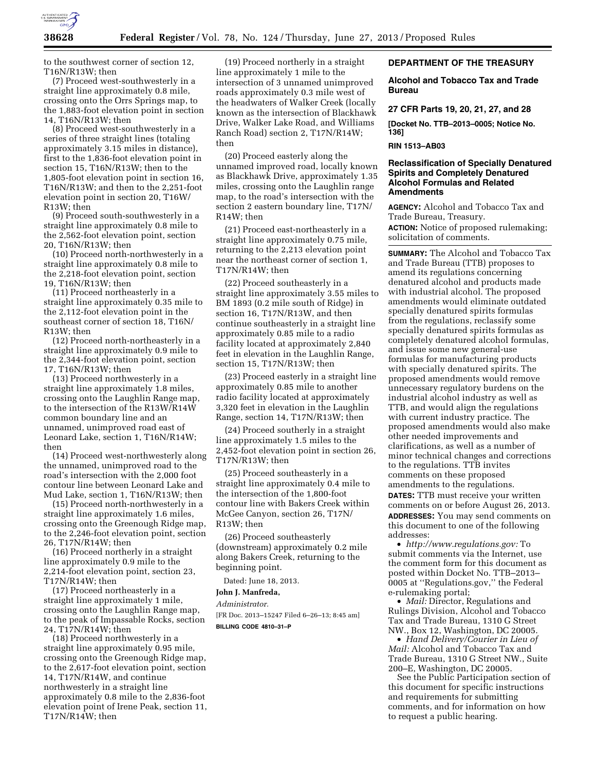to the southwest corner of section 12, T16N/R13W; then

(7) Proceed west-southwesterly in a straight line approximately 0.8 mile, crossing onto the Orrs Springs map, to the 1,883-foot elevation point in section 14, T16N/R13W; then

(8) Proceed west-southwesterly in a series of three straight lines (totaling approximately 3.15 miles in distance), first to the 1,836-foot elevation point in section 15, T16N/R13W; then to the 1,805-foot elevation point in section 16, T16N/R13W; and then to the 2,251-foot elevation point in section 20, T16W/R13W; then

(9) Proceed south-southwesterly in a straight line approximately 0.8 mile to the 2,562-foot elevation point, section 20, T16N/R13W; then

(10) Proceed north-northwesterly in a straight line approximately 0.8 mile to the 2,218-foot elevation point, section 19, T16N/R13W; then

(11) Proceed northeasterly in a straight line approximately 0.35 mile to the 2,112-foot elevation point in the southeast corner of section 18, T16N/R13W; then

(12) Proceed north-northeasterly in a straight line approximately 0.9 mile to the 2,344-foot elevation point, section 17, T16N/R13W; then

(13) Proceed northwesterly in a straight line approximately 1.8 miles, crossing onto the Laughlin Range map, to the intersection of the R13W/R14W common boundary line and an unnamed, unimproved road east of Leonard Lake, section 1, T16N/R14W; then

(14) Proceed west-northwesterly along the unnamed, unimproved road to the road's intersection with the 2,000 foot contour line between Leonard Lake and Mud Lake, section 1, T16N/R13W; then

(15) Proceed north-northwesterly in a straight line approximately 1.6 miles, crossing onto the Greenough Ridge map, to the 2,246-foot elevation point, section 26, T17N/R14W; then

(16) Proceed northerly in a straight line approximately 0.9 mile to the 2,214-foot elevation point, section 23, T17N/R14W; then

(17) Proceed northeasterly in a straight line approximately 1 mile, crossing onto the Laughlin Range map, to the peak of Impassable Rocks, section 24, T17N/R14W; then

(18) Proceed northwesterly in a straight line approximately 0.95 mile, crossing onto the Greenough Ridge map, to the 2,617-foot elevation point, section 14, T17N/R14W, and continue northwesterly in a straight line approximately 0.8 mile to the 2,836-foot elevation point of Irene Peak, section 11, T17N/R14W; then

(19) Proceed northerly in a straight line approximately 1 mile to the intersection of 3 unnamed unimproved roads approximately 0.3 mile west of the headwaters of Walker Creek (locally known as the intersection of Blackhawk Drive, Walker Lake Road, and Williams Ranch Road) section 2, T17N/R14W; then

(20) Proceed easterly along the unnamed improved road, locally known as Blackhawk Drive, approximately 1.35 miles, crossing onto the Laughlin range map, to the road's intersection with the section 2 eastern boundary line, T17N/R14W; then

(21) Proceed east-northeasterly in a straight line approximately 0.75 mile, returning to the 2,213 elevation point near the northeast corner of section 1, T17N/R14W; then

(22) Proceed southeasterly in a straight line approximately 3.55 miles to BM 1893 (0.2 mile south of Ridge) in section 16, T17N/R13W, and then continue southeasterly in a straight line approximately 0.85 mile to a radio facility located at approximately 2,840 feet in elevation in the Laughlin Range, section 15, T17N/R13W; then

(23) Proceed easterly in a straight line approximately 0.85 mile to another radio facility located at approximately 3,320 feet in elevation in the Laughlin Range, section 14, T17N/R13W; then

(24) Proceed southerly in a straight line approximately 1.5 miles to the 2,452-foot elevation point in section 26, T17N/R13W; then

(25) Proceed southeasterly in a straight line approximately 0.4 mile to the intersection of the 1,800-foot contour line with Bakers Creek within McGee Canyon, section 26, T17N/R13W; then

(26) Proceed southeasterly (downstream) approximately 0.2 mile along Bakers Creek, returning to the beginning point.

Dated: June 18, 2013.

**John J. Manfreda,**

*Administrator.*

[FR Doc. 2013–15247 Filed 6–26–13; 8:45 am]

**BILLING CODE 4810–31–P**

## DEPARTMENT OF THE TREASURY

### Alcohol and Tobacco Tax and Trade Bureau

### 27 CFR Parts 19, 20, 21, 27, and 28

**[Docket No. TTB–2013–0005; Notice No. 136]**

**RIN 1513–AB03**

### Reclassification of Specially Denatured Spirits and Completely Denatured Alcohol Formulas and Related Amendments

**AGENCY:** Alcohol and Tobacco Tax and Trade Bureau, Treasury.

**ACTION:** Notice of proposed rulemaking; solicitation of comments.

**SUMMARY:** The Alcohol and Tobacco Tax and Trade Bureau (TTB) proposes to amend its regulations concerning denatured alcohol and products made with industrial alcohol. The proposed amendments would eliminate outdated specially denatured spirits formulas from the regulations, reclassify some specially denatured spirits formulas as completely denatured alcohol formulas, and issue some new general-use formulas for manufacturing products with specially denatured spirits. The proposed amendments would remove unnecessary regulatory burdens on the industrial alcohol industry as well as TTB, and would align the regulations with current industry practice. The proposed amendments would also make other needed improvements and clarifications, as well as a number of minor technical changes and corrections to the regulations. TTB invites comments on these proposed amendments to the regulations.

**DATES:** TTB must receive your written comments on or before August 26, 2013.

**ADDRESSES:** You may send comments on this document to one of the following addresses:

- *http://www.regulations.gov:* To submit comments via the Internet, use the comment form for this document as posted within Docket No. TTB–2013–0005 at "Regulations.gov," the Federal e-rulemaking portal;
- *Mail:* Director, Regulations and Rulings Division, Alcohol and Tobacco Tax and Trade Bureau, 1310 G Street NW., Box 12, Washington, DC 20005.
- *Hand Delivery/Courier in Lieu of Mail:* Alcohol and Tobacco Tax and Trade Bureau, 1310 G Street NW., Suite 200–E, Washington, DC 20005.

See the Public Participation section of this document for specific instructions and requirements for submitting comments, and for information on how to request a public hearing.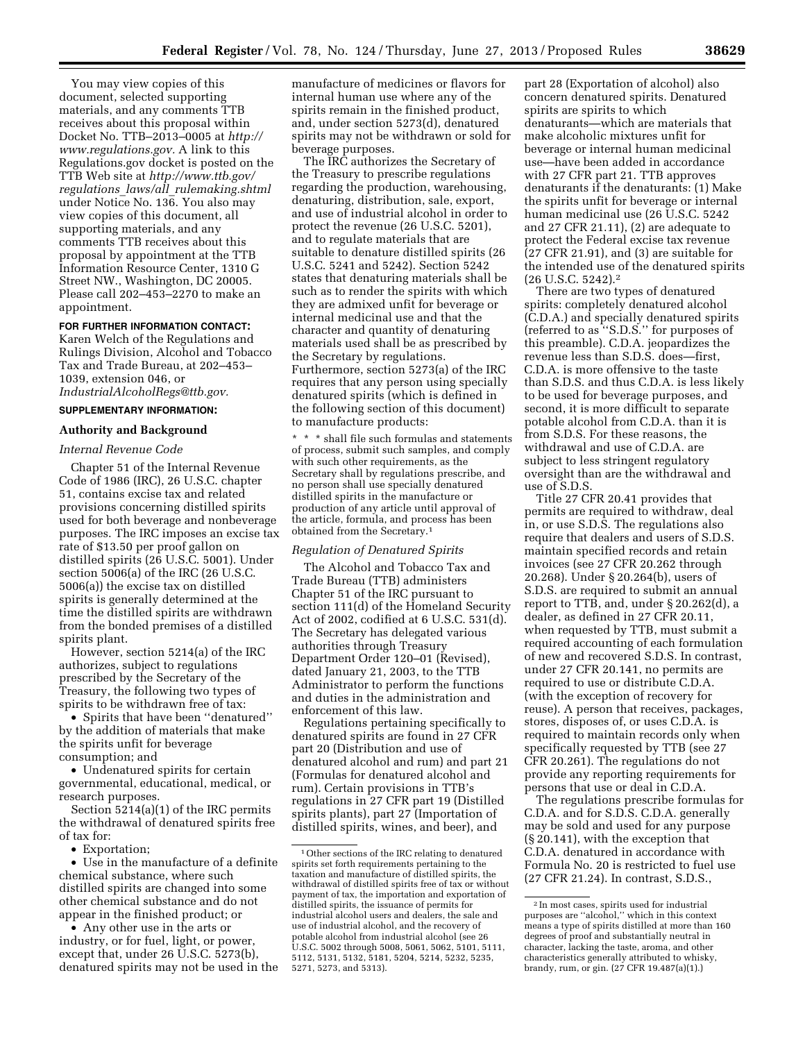You may view copies of this document, selected supporting materials, and any comments TTB receives about this proposal within Docket No. TTB–2013–0005 at *http://www.regulations.gov.* A link to this Regulations.gov docket is posted on the TTB Web site at *http://www.ttb.gov/regulations_laws/all_rulemaking.shtml* under Notice No. 136. You also may view copies of this document, all supporting materials, and any comments TTB receives about this proposal by appointment at the TTB Information Resource Center, 1310 G Street NW., Washington, DC 20005. Please call 202–453–2270 to make an appointment.

**FOR FURTHER INFORMATION CONTACT:** Karen Welch of the Regulations and Rulings Division, Alcohol and Tobacco Tax and Trade Bureau, at 202–453–1039, extension 046, or *IndustrialAlcoholRegs@ttb.gov.*

**SUPPLEMENTARY INFORMATION:**

## Authority and Background

### *Internal Revenue Code*

Chapter 51 of the Internal Revenue Code of 1986 (IRC), 26 U.S.C. chapter 51, contains excise tax and related provisions concerning distilled spirits used for both beverage and nonbeverage purposes. The IRC imposes an excise tax rate of $13.50 per proof gallon on distilled spirits (26 U.S.C. 5001). Under section 5006(a) of the IRC (26 U.S.C. 5006(a)) the excise tax on distilled spirits is generally determined at the time the distilled spirits are withdrawn from the bonded premises of a distilled spirits plant.

However, section 5214(a) of the IRC authorizes, subject to regulations prescribed by the Secretary of the Treasury, the following two types of spirits to be withdrawn free of tax:

- Spirits that have been ''denatured'' by the addition of materials that make the spirits unfit for beverage consumption; and
- Undenatured spirits for certain governmental, educational, medical, or research purposes.

Section 5214(a)(1) of the IRC permits the withdrawal of denatured spirits free of tax for:

- Exportation;
- Use in the manufacture of a definite chemical substance, where such distilled spirits are changed into some other chemical substance and do not appear in the finished product; or
- Any other use in the arts or industry, or for fuel, light, or power, except that, under 26 U.S.C. 5273(b), denatured spirits may not be used in the manufacture of medicines or flavors for internal human use where any of the spirits remain in the finished product, and, under section 5273(d), denatured spirits may not be withdrawn or sold for beverage purposes.

The IRC authorizes the Secretary of the Treasury to prescribe regulations regarding the production, warehousing, denaturing, distribution, sale, export, and use of industrial alcohol in order to protect the revenue (26 U.S.C. 5201), and to regulate materials that are suitable to denature distilled spirits (26 U.S.C. 5241 and 5242). Section 5242 states that denaturing materials shall be such as to render the spirits with which they are admixed unfit for beverage or internal medicinal use and that the character and quantity of denaturing materials used shall be as prescribed by the Secretary by regulations. Furthermore, section 5273(a) of the IRC requires that any person using specially denatured spirits (which is defined in the following section of this document) to manufacture products:

> * * * shall file such formulas and statements of process, submit such samples, and comply with such other requirements, as the Secretary shall by regulations prescribe, and no person shall use specially denatured distilled spirits in the manufacture or production of any article until approval of the article, formula, and process has been obtained from the Secretary.[1]

### *Regulation of Denatured Spirits*

The Alcohol and Tobacco Tax and Trade Bureau (TTB) administers Chapter 51 of the IRC pursuant to section 111(d) of the Homeland Security Act of 2002, codified at 6 U.S.C. 531(d). The Secretary has delegated various authorities through Treasury Department Order 120–01 (Revised), dated January 21, 2003, to the TTB Administrator to perform the functions and duties in the administration and enforcement of this law.

Regulations pertaining specifically to denatured spirits are found in 27 CFR part 20 (Distribution and use of denatured alcohol and rum) and part 21 (Formulas for denatured alcohol and rum). Certain provisions in TTB's regulations in 27 CFR part 19 (Distilled spirits plants), part 27 (Importation of distilled spirits, wines, and beer), and part 28 (Exportation of alcohol) also concern denatured spirits. Denatured spirits are spirits to which denaturants—which are materials that make alcoholic mixtures unfit for beverage or internal human medicinal use—have been added in accordance with 27 CFR part 21. TTB approves denaturants if the denaturants: (1) Make the spirits unfit for beverage or internal human medicinal use (26 U.S.C. 5242 and 27 CFR 21.11), (2) are adequate to protect the Federal excise tax revenue (27 CFR 21.91), and (3) are suitable for the intended use of the denatured spirits (26 U.S.C. 5242).[2]

There are two types of denatured spirits: completely denatured alcohol (C.D.A.) and specially denatured spirits (referred to as ''S.D.S.'' for purposes of this preamble). C.D.A. jeopardizes the revenue less than S.D.S. does—first, C.D.A. is more offensive to the taste than S.D.S. and thus C.D.A. is less likely to be used for beverage purposes, and second, it is more difficult to separate potable alcohol from C.D.A. than it is from S.D.S. For these reasons, the withdrawal and use of C.D.A. are subject to less stringent regulatory oversight than are the withdrawal and use of S.D.S.

Title 27 CFR 20.41 provides that permits are required to withdraw, deal in, or use S.D.S. The regulations also require that dealers and users of S.D.S. maintain specified records and retain invoices (see 27 CFR 20.262 through 20.268). Under § 20.264(b), users of S.D.S. are required to submit an annual report to TTB, and, under § 20.262(d), a dealer, as defined in 27 CFR 20.11, when requested by TTB, must submit a required accounting of each formulation of new and recovered S.D.S. In contrast, under 27 CFR 20.141, no permits are required to use or distribute C.D.A. (with the exception of recovery for reuse). A person that receives, packages, stores, disposes of, or uses C.D.A. is required to maintain records only when specifically requested by TTB (see 27 CFR 20.261). The regulations do not provide any reporting requirements for persons that use or deal in C.D.A.

The regulations prescribe formulas for C.D.A. and for S.D.S. C.D.A. generally may be sold and used for any purpose (§ 20.141), with the exception that C.D.A. denatured in accordance with Formula No. 20 is restricted to fuel use (27 CFR 21.24). In contrast, S.D.S.,

---

[1] Other sections of the IRC relating to denatured spirits set forth requirements pertaining to the taxation and manufacture of distilled spirits, the withdrawal of distilled spirits free of tax or without payment of tax, the importation and exportation of distilled spirits, the issuance of permits for industrial alcohol users and dealers, the sale and use of industrial alcohol, and the recovery of potable alcohol from industrial alcohol (see 26 U.S.C. 5002 through 5008, 5061, 5062, 5101, 5111, 5112, 5131, 5132, 5181, 5204, 5214, 5232, 5235, 5271, 5273, and 5313).

[2] In most cases, spirits used for industrial purposes are ''alcohol,'' which in this context means a type of spirits distilled at more than 160 degrees of proof and substantially neutral in character, lacking the taste, aroma, and other characteristics generally attributed to whisky, brandy, rum, or gin. (27 CFR 19.487(a)(1).)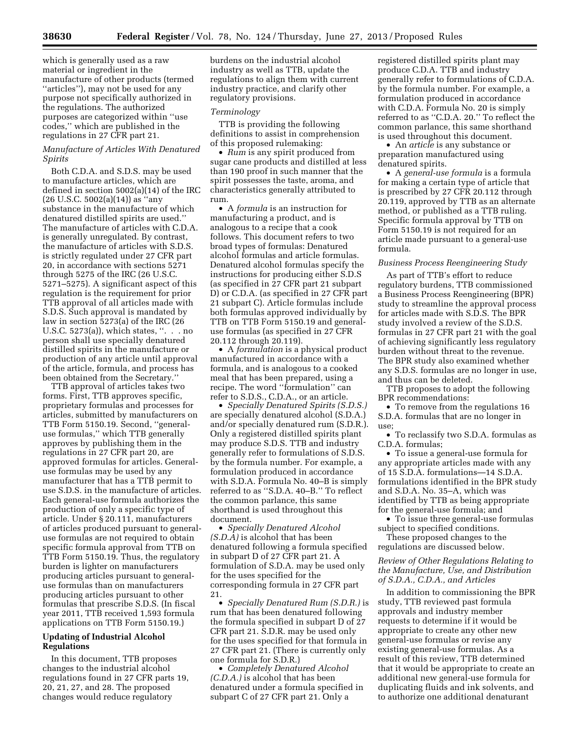which is generally used as a raw material or ingredient in the manufacture of other products (termed ''articles''), may not be used for any purpose not specifically authorized in the regulations. The authorized purposes are categorized within ''use codes,'' which are published in the regulations in 27 CFR part 21.

*Manufacture of Articles With Denatured Spirits*

Both C.D.A. and S.D.S. may be used to manufacture articles, which are defined in section 5002(a)(14) of the IRC (26 U.S.C. 5002(a)(14)) as ''any substance in the manufacture of which denatured distilled spirits are used.'' The manufacture of articles with C.D.A. is generally unregulated. By contrast, the manufacture of articles with S.D.S. is strictly regulated under 27 CFR part 20, in accordance with sections 5271 through 5275 of the IRC (26 U.S.C. 5271–5275). A significant aspect of this regulation is the requirement for prior TTB approval of all articles made with S.D.S. Such approval is mandated by law in section 5273(a) of the IRC (26 U.S.C. 5273(a)), which states, ''. . . no person shall use specially denatured distilled spirits in the manufacture or production of any article until approval of the article, formula, and process has been obtained from the Secretary.''

TTB approval of articles takes two forms. First, TTB approves specific, proprietary formulas and processes for articles, submitted by manufacturers on TTB Form 5150.19. Second, ''general-use formulas,'' which TTB generally approves by publishing them in the regulations in 27 CFR part 20, are approved formulas for articles. General-use formulas may be used by any manufacturer that has a TTB permit to use S.D.S. in the manufacture of articles. Each general-use formula authorizes the production of only a specific type of article. Under § 20.111, manufacturers of articles produced pursuant to general-use formulas are not required to obtain specific formula approval from TTB on TTB Form 5150.19. Thus, the regulatory burden is lighter on manufacturers producing articles pursuant to general-use formulas than on manufacturers producing articles pursuant to other formulas that prescribe S.D.S. (In fiscal year 2011, TTB received 1,593 formula applications on TTB Form 5150.19.)

**Updating of Industrial Alcohol Regulations**

In this document, TTB proposes changes to the industrial alcohol regulations found in 27 CFR parts 19, 20, 21, 27, and 28. The proposed changes would reduce regulatory burdens on the industrial alcohol industry as well as TTB, update the regulations to align them with current industry practice, and clarify other regulatory provisions.

*Terminology*

TTB is providing the following definitions to assist in comprehension of this proposed rulemaking:

- *Rum* is any spirit produced from sugar cane products and distilled at less than 190 proof in such manner that the spirit possesses the taste, aroma, and characteristics generally attributed to rum.
- A *formula* is an instruction for manufacturing a product, and is analogous to a recipe that a cook follows. This document refers to two broad types of formulas: Denatured alcohol formulas and article formulas. Denatured alcohol formulas specify the instructions for producing either S.D.S (as specified in 27 CFR part 21 subpart D) or C.D.A. (as specified in 27 CFR part 21 subpart C). Article formulas include both formulas approved individually by TTB on TTB Form 5150.19 and general-use formulas (as specified in 27 CFR 20.112 through 20.119).
- A *formulation* is a physical product manufactured in accordance with a formula, and is analogous to a cooked meal that has been prepared, using a recipe. The word ''formulation'' can refer to S.D.S., C.D.A., or an article.
- *Specially Denatured Spirits (S.D.S.)* are specially denatured alcohol (S.D.A.) and/or specially denatured rum (S.D.R.). Only a registered distilled spirits plant may produce S.D.S. TTB and industry generally refer to formulations of S.D.S. by the formula number. For example, a formulation produced in accordance with S.D.A. Formula No. 40–B is simply referred to as ''S.D.A. 40–B.'' To reflect the common parlance, this same shorthand is used throughout this document.
- *Specially Denatured Alcohol (S.D.A)* is alcohol that has been denatured following a formula specified in subpart D of 27 CFR part 21. A formulation of S.D.A. may be used only for the uses specified for the corresponding formula in 27 CFR part 21.
- *Specially Denatured Rum (S.D.R.)* is rum that has been denatured following the formula specified in subpart D of 27 CFR part 21. S.D.R. may be used only for the uses specified for that formula in 27 CFR part 21. (There is currently only one formula for S.D.R.)
- *Completely Denatured Alcohol (C.D.A.)* is alcohol that has been denatured under a formula specified in subpart C of 27 CFR part 21. Only a registered distilled spirits plant may produce C.D.A. TTB and industry generally refer to formulations of C.D.A. by the formula number. For example, a formulation produced in accordance with C.D.A. Formula No. 20 is simply referred to as ''C.D.A. 20.'' To reflect the common parlance, this same shorthand is used throughout this document.
- An *article* is any substance or preparation manufactured using denatured spirits.
- A *general-use formula* is a formula for making a certain type of article that is prescribed by 27 CFR 20.112 through 20.119, approved by TTB as an alternate method, or published as a TTB ruling. Specific formula approval by TTB on Form 5150.19 is not required for an article made pursuant to a general-use formula.

*Business Process Reengineering Study*

As part of TTB's effort to reduce regulatory burdens, TTB commissioned a Business Process Reengineering (BPR) study to streamline the approval process for articles made with S.D.S. The BPR study involved a review of the S.D.S. formulas in 27 CFR part 21 with the goal of achieving significantly less regulatory burden without threat to the revenue. The BPR study also examined whether any S.D.S. formulas are no longer in use, and thus can be deleted.

TTB proposes to adopt the following BPR recommendations:

- To remove from the regulations 16 S.D.A. formulas that are no longer in use;
- To reclassify two S.D.A. formulas as C.D.A. formulas;
- To issue a general-use formula for any appropriate articles made with any of 15 S.D.A. formulations—14 S.D.A. formulations identified in the BPR study and S.D.A. No. 35–A, which was identified by TTB as being appropriate for the general-use formula; and
- To issue three general-use formulas subject to specified conditions.

These proposed changes to the regulations are discussed below.

*Review of Other Regulations Relating to the Manufacture, Use, and Distribution of S.D.A., C.D.A., and Articles*

In addition to commissioning the BPR study, TTB reviewed past formula approvals and industry member requests to determine if it would be appropriate to create any other new general-use formulas or revise any existing general-use formulas. As a result of this review, TTB determined that it would be appropriate to create an additional new general-use formula for duplicating fluids and ink solvents, and to authorize one additional denaturant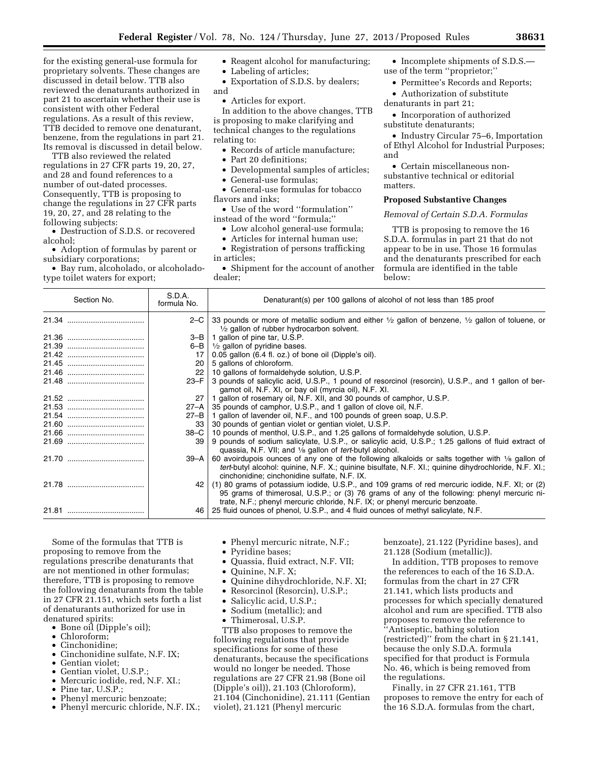for the existing general-use formula for proprietary solvents. These changes are discussed in detail below. TTB also reviewed the denaturants authorized in part 21 to ascertain whether their use is consistent with other Federal regulations. As a result of this review, TTB decided to remove one denaturant, benzene, from the regulations in part 21. Its removal is discussed in detail below.

TTB also reviewed the related regulations in 27 CFR parts 19, 20, 27, and 28 and found references to a number of out-dated processes. Consequently, TTB is proposing to change the regulations in 27 CFR parts 19, 20, 27, and 28 relating to the following subjects:

- Destruction of S.D.S. or recovered alcohol;
- Adoption of formulas by parent or subsidiary corporations;
- Bay rum, alcoholado, or alcoholado-type toilet waters for export;
- Reagent alcohol for manufacturing;
- Labeling of articles;
- Exportation of S.D.S. by dealers; and
- Articles for export.

In addition to the above changes, TTB is proposing to make clarifying and technical changes to the regulations relating to:

- Records of article manufacture;
- Part 20 definitions;
- Developmental samples of articles;
- General-use formulas;
- General-use formulas for tobacco flavors and inks;
- Use of the word "formulation" instead of the word "formula;"
- Low alcohol general-use formula;
- Articles for internal human use;
- Registration of persons trafficking in articles;
- Shipment for the account of another dealer;
- Incomplete shipments of S.D.S.—use of the term "proprietor;"
- Permittee's Records and Reports;
- Authorization of substitute denaturants in part 21;
- Incorporation of authorized substitute denaturants;
- Industry Circular 75–6, Importation of Ethyl Alcohol for Industrial Purposes; and
- Certain miscellaneous non-substantive technical or editorial matters.

## Proposed Substantive Changes

### *Removal of Certain S.D.A. Formulas*

TTB is proposing to remove the 16 S.D.A. formulas in part 21 that do not appear to be in use. Those 16 formulas and the denaturants prescribed for each formula are identified in the table below:

| Section No. | S.D.A. formula No. | Denaturant(s) per 100 gallons of alcohol of not less than 185 proof |
|---|---|---|
| 21.34 | 2–C | 33 pounds or more of metallic sodium and either ½ gallon of benzene, ½ gallon of toluene, or ½ gallon of rubber hydrocarbon solvent. |
| 21.36 | 3–B | 1 gallon of pine tar, U.S.P. |
| 21.39 | 6–B | ½ gallon of pyridine bases. |
| 21.42 | 17 | 0.05 gallon (6.4 fl. oz.) of bone oil (Dipple's oil). |
| 21.45 | 20 | 5 gallons of chloroform. |
| 21.46 | 22 | 10 gallons of formaldehyde solution, U.S.P. |
| 21.48 | 23–F | 3 pounds of salicylic acid, U.S.P., 1 pound of resorcinol (resorcin), U.S.P., and 1 gallon of bergamot oil, N.F. XI, or bay oil (myrcia oil), N.F. XI. |
| 21.52 | 27 | 1 gallon of rosemary oil, N.F. XII, and 30 pounds of camphor, U.S.P. |
| 21.53 | 27–A | 35 pounds of camphor, U.S.P., and 1 gallon of clove oil, N.F. |
| 21.54 | 27–B | 1 gallon of lavender oil, N.F., and 100 pounds of green soap, U.S.P. |
| 21.60 | 33 | 30 pounds of gentian violet or gentian violet, U.S.P. |
| 21.66 | 38–C | 10 pounds of menthol, U.S.P., and 1.25 gallons of formaldehyde solution, U.S.P. |
| 21.69 | 39 | 9 pounds of sodium salicylate, U.S.P., or salicylic acid, U.S.P.; 1.25 gallons of fluid extract of quassia, N.F. VII; and ⅛ gallon of *tert*-butyl alcohol. |
| 21.70 | 39–A | 60 avoirdupois ounces of any one of the following alkaloids or salts together with ⅛ gallon of *tert*-butyl alcohol: quinine, N.F. X.; quinine bisulfate, N.F. XI.; quinine dihydrochloride, N.F. XI.; cinchonidine; cinchonidine sulfate, N.F. IX. |
| 21.78 | 42 | (1) 80 grams of potassium iodide, U.S.P., and 109 grams of red mercuric iodide, N.F. XI; or (2) 95 grams of thimerosal, U.S.P.; or (3) 76 grams of any of the following: phenyl mercuric nitrate, N.F.; phenyl mercuric chloride, N.F. IX; or phenyl mercuric benzoate. |
| 21.81 | 46 | 25 fluid ounces of phenol, U.S.P., and 4 fluid ounces of methyl salicylate, N.F. |

Some of the formulas that TTB is proposing to remove from the regulations prescribe denaturants that are not mentioned in other formulas; therefore, TTB is proposing to remove the following denaturants from the table in 27 CFR 21.151, which sets forth a list of denaturants authorized for use in denatured spirits:

- Bone oil (Dipple's oil);
- Chloroform;
- Cinchonidine;
- Cinchonidine sulfate, N.F. IX;
- Gentian violet;
- Gentian violet, U.S.P.;
- Mercuric iodide, red, N.F. XI.;
- Pine tar, U.S.P.;
- Phenyl mercuric benzoate;
- Phenyl mercuric chloride, N.F. IX.;
- Phenyl mercuric nitrate, N.F.;
- Pyridine bases;
- Quassia, fluid extract, N.F. VII;
- Quinine, N.F. X;
- Quinine dihydrochloride, N.F. XI;
- Resorcinol (Resorcin), U.S.P.;
- Salicylic acid, U.S.P.;
- Sodium (metallic); and
- Thimerosal, U.S.P.

TTB also proposes to remove the following regulations that provide specifications for some of these denaturants, because the specifications would no longer be needed. Those regulations are 27 CFR 21.98 (Bone oil (Dipple's oil)), 21.103 (Chloroform), 21.104 (Cinchonidine), 21.111 (Gentian violet), 21.121 (Phenyl mercuric benzoate), 21.122 (Pyridine bases), and 21.128 (Sodium (metallic)).

In addition, TTB proposes to remove the references to each of the 16 S.D.A. formulas from the chart in 27 CFR 21.141, which lists products and processes for which specially denatured alcohol and rum are specified. TTB also proposes to remove the reference to "Antiseptic, bathing solution (restricted)" from the chart in § 21.141, because the only S.D.A. formula specified for that product is Formula No. 46, which is being removed from the regulations.

Finally, in 27 CFR 21.161, TTB proposes to remove the entry for each of the 16 S.D.A. formulas from the chart,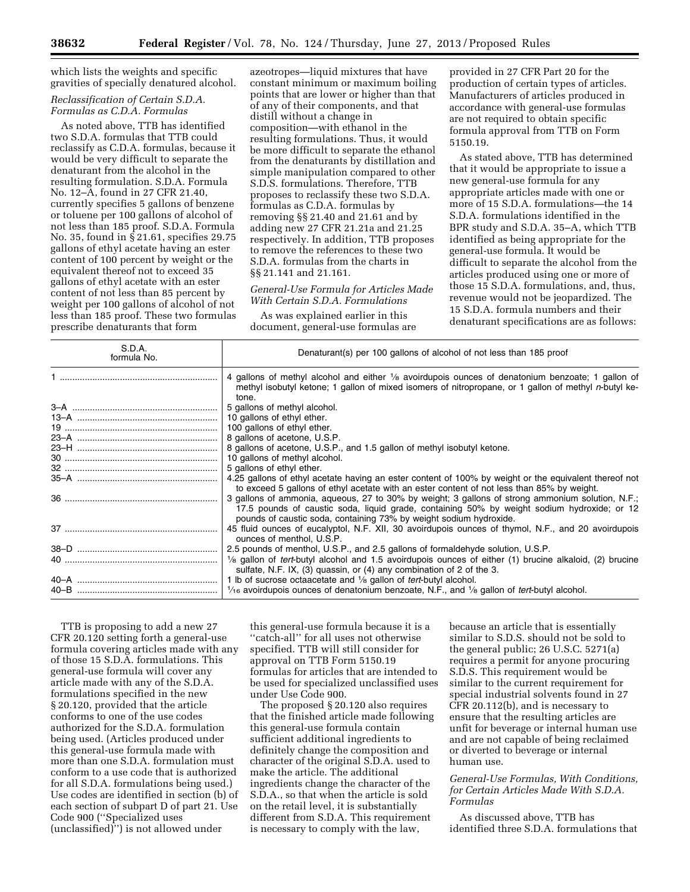which lists the weights and specific gravities of specially denatured alcohol.

*Reclassification of Certain S.D.A. Formulas as C.D.A. Formulas*

As noted above, TTB has identified two S.D.A. formulas that TTB could reclassify as C.D.A. formulas, because it would be very difficult to separate the denaturant from the alcohol in the resulting formulation. S.D.A. Formula No. 12–A, found in 27 CFR 21.40, currently specifies 5 gallons of benzene or toluene per 100 gallons of alcohol of not less than 185 proof. S.D.A. Formula No. 35, found in § 21.61, specifies 29.75 gallons of ethyl acetate having an ester content of 100 percent by weight or the equivalent thereof not to exceed 35 gallons of ethyl acetate with an ester content of not less than 85 percent by weight per 100 gallons of alcohol of not less than 185 proof. These two formulas prescribe denaturants that form azeotropes—liquid mixtures that have constant minimum or maximum boiling points that are lower or higher than that of any of their components, and that distill without a change in composition—with ethanol in the resulting formulations. Thus, it would be more difficult to separate the ethanol from the denaturants by distillation and simple manipulation compared to other S.D.S. formulations. Therefore, TTB proposes to reclassify these two S.D.A. formulas as C.D.A. formulas by removing §§ 21.40 and 21.61 and by adding new 27 CFR 21.21a and 21.25 respectively. In addition, TTB proposes to remove the references to these two S.D.A. formulas from the charts in §§ 21.141 and 21.161.

*General-Use Formula for Articles Made With Certain S.D.A. Formulations*

As was explained earlier in this document, general-use formulas are provided in 27 CFR Part 20 for the production of certain types of articles. Manufacturers of articles produced in accordance with general-use formulas are not required to obtain specific formula approval from TTB on Form 5150.19.

As stated above, TTB has determined that it would be appropriate to issue a new general-use formula for any appropriate articles made with one or more of 15 S.D.A. formulations—the 14 S.D.A. formulations identified in the BPR study and S.D.A. 35–A, which TTB identified as being appropriate for the general-use formula. It would be difficult to separate the alcohol from the articles produced using one or more of those 15 S.D.A. formulations, and, thus, revenue would not be jeopardized. The 15 S.D.A. formula numbers and their denaturant specifications are as follows:

| S.D.A. formula No. | Denaturant(s) per 100 gallons of alcohol of not less than 185 proof |
|---|---|
| 1 | 4 gallons of methyl alcohol and either ⅛ avoirdupois ounces of denatonium benzoate; 1 gallon of methyl isobutyl ketone; 1 gallon of mixed isomers of nitropropane, or 1 gallon of methyl *n*-butyl ketone. |
| 3–A | 5 gallons of methyl alcohol. |
| 13–A | 10 gallons of ethyl ether. |
| 19 | 100 gallons of ethyl ether. |
| 23–A | 8 gallons of acetone, U.S.P. |
| 23–H | 8 gallons of acetone, U.S.P., and 1.5 gallon of methyl isobutyl ketone. |
| 30 | 10 gallons of methyl alcohol. |
| 32 | 5 gallons of ethyl ether. |
| 35–A | 4.25 gallons of ethyl acetate having an ester content of 100% by weight or the equivalent thereof not to exceed 5 gallons of ethyl acetate with an ester content of not less than 85% by weight. |
| 36 | 3 gallons of ammonia, aqueous, 27 to 30% by weight; 3 gallons of strong ammonium solution, N.F.; 17.5 pounds of caustic soda, liquid grade, containing 50% by weight sodium hydroxide; or 12 pounds of caustic soda, containing 73% by weight sodium hydroxide. |
| 37 | 45 fluid ounces of eucalyptol, N.F. XII, 30 avoirdupois ounces of thymol, N.F., and 20 avoirdupois ounces of menthol, U.S.P. |
| 38–D | 2.5 pounds of menthol, U.S.P., and 2.5 gallons of formaldehyde solution, U.S.P. |
| 40 | ⅛ gallon of *tert*-butyl alcohol and 1.5 avoirdupois ounces of either (1) brucine alkaloid, (2) brucine sulfate, N.F. IX, (3) quassin, or (4) any combination of 2 of the 3. |
| 40–A | 1 lb of sucrose octaacetate and ⅛ gallon of *tert*-butyl alcohol. |
| 40–B | 1⁄16 avoirdupois ounces of denatonium benzoate, N.F., and ⅛ gallon of *tert*-butyl alcohol. |

TTB is proposing to add a new 27 CFR 20.120 setting forth a general-use formula covering articles made with any of those 15 S.D.A. formulations. This general-use formula will cover any article made with any of the S.D.A. formulations specified in the new § 20.120, provided that the article conforms to one of the use codes authorized for the S.D.A. formulation being used. (Articles produced under this general-use formula made with more than one S.D.A. formulation must conform to a use code that is authorized for all S.D.A. formulations being used.) Use codes are identified in section (b) of each section of subpart D of part 21. Use Code 900 (''Specialized uses (unclassified)'') is not allowed under this general-use formula because it is a ''catch-all'' for all uses not otherwise specified. TTB will still consider for approval on TTB Form 5150.19 formulas for articles that are intended to be used for specialized unclassified uses under Use Code 900.

The proposed § 20.120 also requires that the finished article made following this general-use formula contain sufficient additional ingredients to definitely change the composition and character of the original S.D.A. used to make the article. The additional ingredients change the character of the S.D.A., so that when the article is sold on the retail level, it is substantially different from S.D.A. This requirement is necessary to comply with the law, because an article that is essentially similar to S.D.S. should not be sold to the general public; 26 U.S.C. 5271(a) requires a permit for anyone procuring S.D.S. This requirement would be similar to the current requirement for special industrial solvents found in 27 CFR 20.112(b), and is necessary to ensure that the resulting articles are unfit for beverage or internal human use and are not capable of being reclaimed or diverted to beverage or internal human use.

*General-Use Formulas, With Conditions, for Certain Articles Made With S.D.A. Formulas*

As discussed above, TTB has identified three S.D.A. formulations that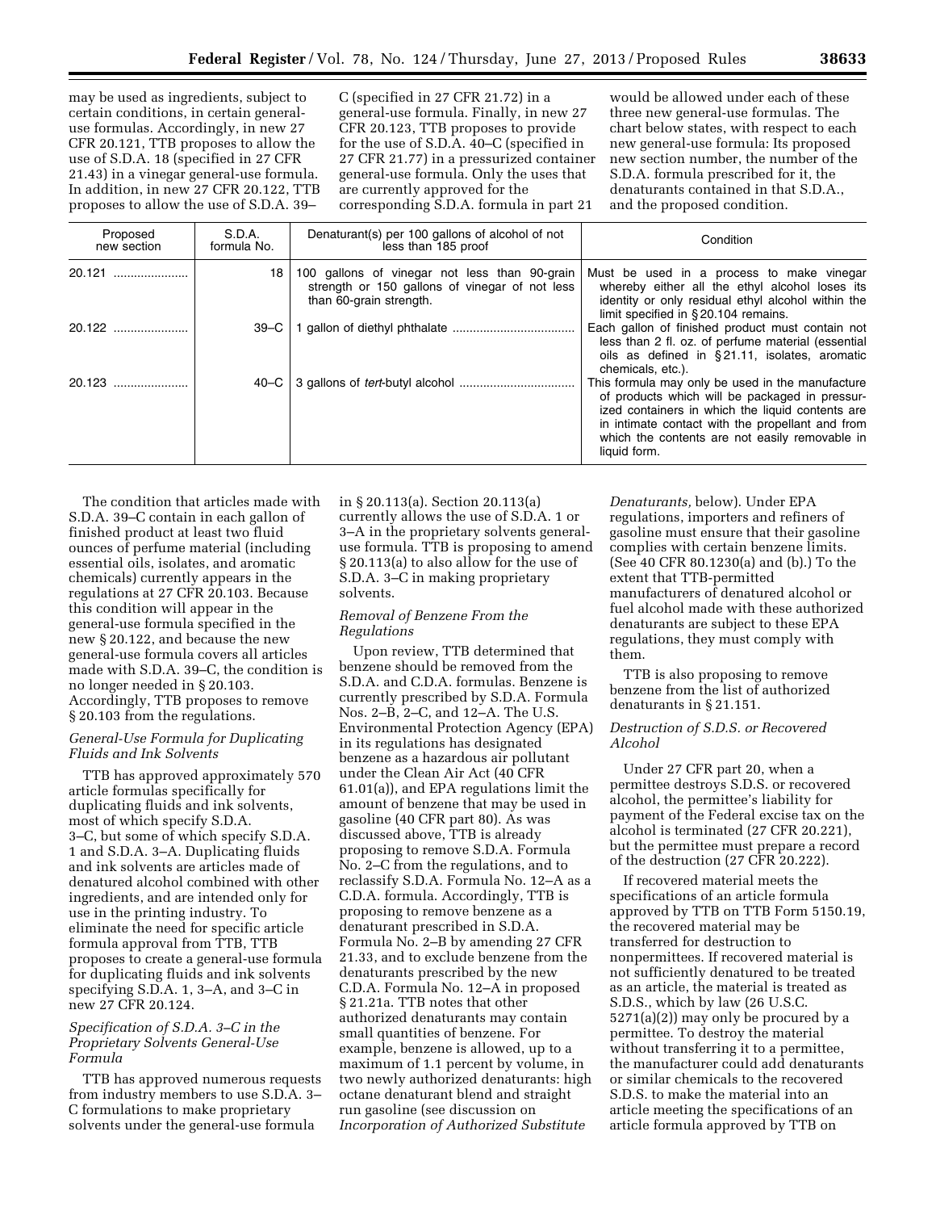may be used as ingredients, subject to certain conditions, in certain general-use formulas. Accordingly, in new 27 CFR 20.121, TTB proposes to allow the use of S.D.A. 18 (specified in 27 CFR 21.43) in a vinegar general-use formula. In addition, in new 27 CFR 20.122, TTB proposes to allow the use of S.D.A. 39–C (specified in 27 CFR 21.72) in a general-use formula. Finally, in new 27 CFR 20.123, TTB proposes to provide for the use of S.D.A. 40–C (specified in 27 CFR 21.77) in a pressurized container general-use formula. Only the uses that are currently approved for the corresponding S.D.A. formula in part 21 would be allowed under each of these three new general-use formulas. The chart below states, with respect to each new general-use formula: Its proposed new section number, the number of the S.D.A. formula prescribed for it, the denaturants contained in that S.D.A., and the proposed condition.

| Proposed new section | S.D.A. formula No. | Denaturant(s) per 100 gallons of alcohol of not less than 185 proof | Condition |
|---|---|---|---|
| 20.121 | 18 | 100 gallons of vinegar not less than 90-grain strength or 150 gallons of vinegar of not less than 60-grain strength. | Must be used in a process to make vinegar whereby either all the ethyl alcohol loses its identity or only residual ethyl alcohol within the limit specified in § 20.104 remains. |
| 20.122 | 39–C | 1 gallon of diethyl phthalate | Each gallon of finished product must contain not less than 2 fl. oz. of perfume material (essential oils as defined in § 21.11, isolates, aromatic chemicals, etc.). |
| 20.123 | 40–C | 3 gallons of *tert*-butyl alcohol | This formula may only be used in the manufacture of products which will be packaged in pressurized containers in which the liquid contents are in intimate contact with the propellant and from which the contents are not easily removable in liquid form. |

The condition that articles made with S.D.A. 39–C contain in each gallon of finished product at least two fluid ounces of perfume material (including essential oils, isolates, and aromatic chemicals) currently appears in the regulations at 27 CFR 20.103. Because this condition will appear in the general-use formula specified in the new § 20.122, and because the new general-use formula covers all articles made with S.D.A. 39–C, the condition is no longer needed in § 20.103. Accordingly, TTB proposes to remove § 20.103 from the regulations.

*General-Use Formula for Duplicating Fluids and Ink Solvents*

TTB has approved approximately 570 article formulas specifically for duplicating fluids and ink solvents, most of which specify S.D.A. 3–C, but some of which specify S.D.A. 1 and S.D.A. 3–A. Duplicating fluids and ink solvents are articles made of denatured alcohol combined with other ingredients, and are intended only for use in the printing industry. To eliminate the need for specific article formula approval from TTB, TTB proposes to create a general-use formula for duplicating fluids and ink solvents specifying S.D.A. 1, 3–A, and 3–C in new 27 CFR 20.124.

*Specification of S.D.A. 3–C in the Proprietary Solvents General-Use Formula*

TTB has approved numerous requests from industry members to use S.D.A. 3–C formulations to make proprietary solvents under the general-use formula in § 20.113(a). Section 20.113(a) currently allows the use of S.D.A. 1 or 3–A in the proprietary solvents general-use formula. TTB is proposing to amend § 20.113(a) to also allow for the use of S.D.A. 3–C in making proprietary solvents.

*Removal of Benzene From the Regulations*

Upon review, TTB determined that benzene should be removed from the S.D.A. and C.D.A. formulas. Benzene is currently prescribed by S.D.A. Formula Nos. 2–B, 2–C, and 12–A. The U.S. Environmental Protection Agency (EPA) in its regulations has designated benzene as a hazardous air pollutant under the Clean Air Act (40 CFR 61.01(a)), and EPA regulations limit the amount of benzene that may be used in gasoline (40 CFR part 80). As was discussed above, TTB is already proposing to remove S.D.A. Formula No. 2–C from the regulations, and to reclassify S.D.A. Formula No. 12–A as a C.D.A. formula. Accordingly, TTB is proposing to remove benzene as a denaturant prescribed in S.D.A. Formula No. 2–B by amending 27 CFR 21.33, and to exclude benzene from the denaturants prescribed by the new C.D.A. Formula No. 12–A in proposed § 21.21a. TTB notes that other authorized denaturants may contain small quantities of benzene. For example, benzene is allowed, up to a maximum of 1.1 percent by volume, in two newly authorized denaturants: high octane denaturant blend and straight run gasoline (see discussion on *Incorporation of Authorized Substitute Denaturants,* below). Under EPA regulations, importers and refiners of gasoline must ensure that their gasoline complies with certain benzene limits. (See 40 CFR 80.1230(a) and (b).) To the extent that TTB-permitted manufacturers of denatured alcohol or fuel alcohol made with these authorized denaturants are subject to these EPA regulations, they must comply with them.

TTB is also proposing to remove benzene from the list of authorized denaturants in § 21.151.

*Destruction of S.D.S. or Recovered Alcohol*

Under 27 CFR part 20, when a permittee destroys S.D.S. or recovered alcohol, the permittee's liability for payment of the Federal excise tax on the alcohol is terminated (27 CFR 20.221), but the permittee must prepare a record of the destruction (27 CFR 20.222).

If recovered material meets the specifications of an article formula approved by TTB on TTB Form 5150.19, the recovered material may be transferred for destruction to nonpermittees. If recovered material is not sufficiently denatured to be treated as an article, the material is treated as S.D.S., which by law (26 U.S.C. 5271(a)(2)) may only be procured by a permittee. To destroy the material without transferring it to a permittee, the manufacturer could add denaturants or similar chemicals to the recovered S.D.S. to make the material into an article meeting the specifications of an article formula approved by TTB on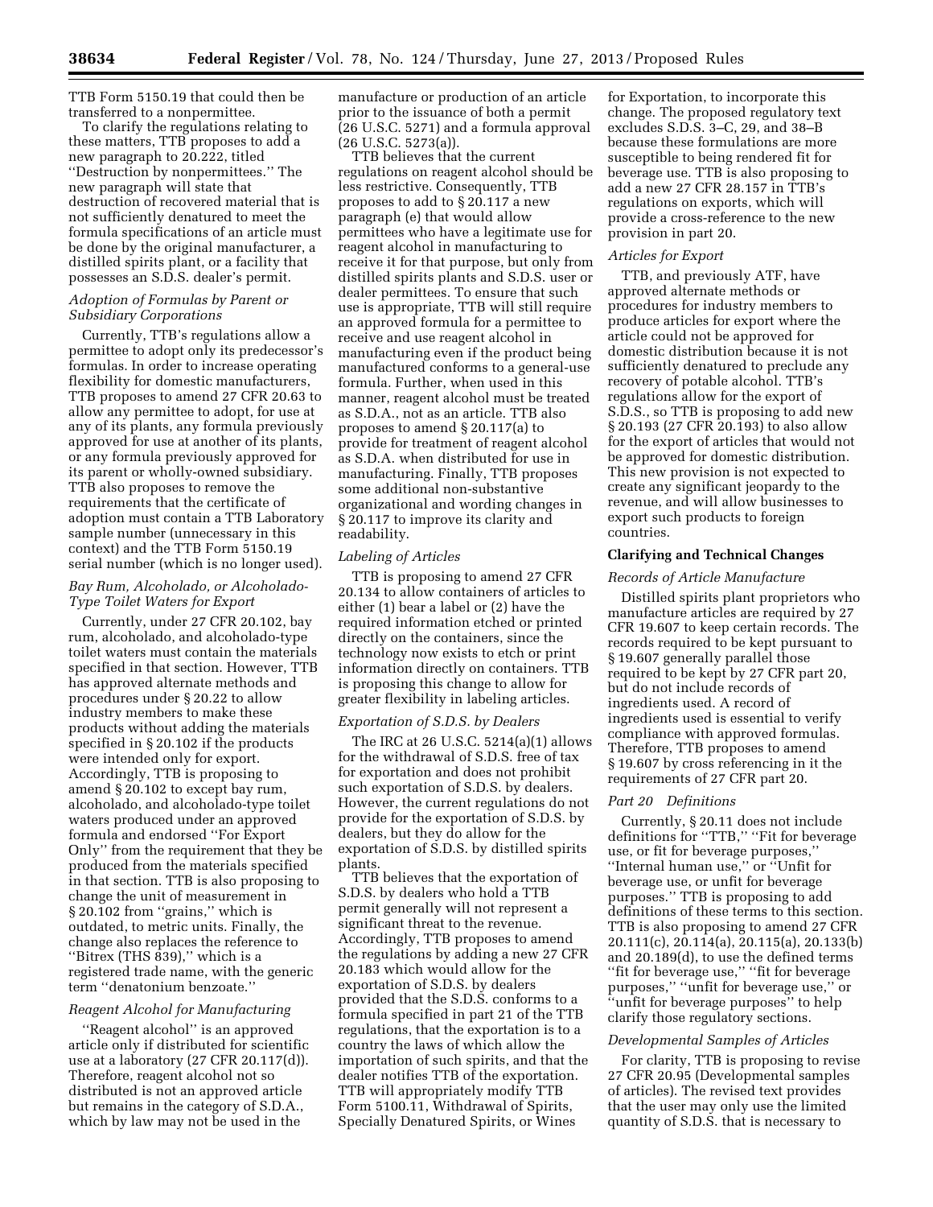TTB Form 5150.19 that could then be transferred to a nonpermittee.

To clarify the regulations relating to these matters, TTB proposes to add a new paragraph to 20.222, titled ''Destruction by nonpermittees.'' The new paragraph will state that destruction of recovered material that is not sufficiently denatured to meet the formula specifications of an article must be done by the original manufacturer, a distilled spirits plant, or a facility that possesses an S.D.S. dealer's permit.

*Adoption of Formulas by Parent or Subsidiary Corporations*

Currently, TTB's regulations allow a permittee to adopt only its predecessor's formulas. In order to increase operating flexibility for domestic manufacturers, TTB proposes to amend 27 CFR 20.63 to allow any permittee to adopt, for use at any of its plants, any formula previously approved for use at another of its plants, or any formula previously approved for its parent or wholly-owned subsidiary. TTB also proposes to remove the requirements that the certificate of adoption must contain a TTB Laboratory sample number (unnecessary in this context) and the TTB Form 5150.19 serial number (which is no longer used).

*Bay Rum, Alcoholado, or Alcoholado-Type Toilet Waters for Export*

Currently, under 27 CFR 20.102, bay rum, alcoholado, and alcoholado-type toilet waters must contain the materials specified in that section. However, TTB has approved alternate methods and procedures under § 20.22 to allow industry members to make these products without adding the materials specified in § 20.102 if the products were intended only for export. Accordingly, TTB is proposing to amend § 20.102 to except bay rum, alcoholado, and alcoholado-type toilet waters produced under an approved formula and endorsed ''For Export Only'' from the requirement that they be produced from the materials specified in that section. TTB is also proposing to change the unit of measurement in § 20.102 from ''grains,'' which is outdated, to metric units. Finally, the change also replaces the reference to ''Bitrex (THS 839),'' which is a registered trade name, with the generic term ''denatonium benzoate.''

*Reagent Alcohol for Manufacturing*

''Reagent alcohol'' is an approved article only if distributed for scientific use at a laboratory (27 CFR 20.117(d)). Therefore, reagent alcohol not so distributed is not an approved article but remains in the category of S.D.A., which by law may not be used in the manufacture or production of an article prior to the issuance of both a permit (26 U.S.C. 5271) and a formula approval (26 U.S.C. 5273(a)).

TTB believes that the current regulations on reagent alcohol should be less restrictive. Consequently, TTB proposes to add to § 20.117 a new paragraph (e) that would allow permittees who have a legitimate use for reagent alcohol in manufacturing to receive it for that purpose, but only from distilled spirits plants and S.D.S. user or dealer permittees. To ensure that such use is appropriate, TTB will still require an approved formula for a permittee to receive and use reagent alcohol in manufacturing even if the product being manufactured conforms to a general-use formula. Further, when used in this manner, reagent alcohol must be treated as S.D.A., not as an article. TTB also proposes to amend § 20.117(a) to provide for treatment of reagent alcohol as S.D.A. when distributed for use in manufacturing. Finally, TTB proposes some additional non-substantive organizational and wording changes in § 20.117 to improve its clarity and readability.

*Labeling of Articles*

TTB is proposing to amend 27 CFR 20.134 to allow containers of articles to either (1) bear a label or (2) have the required information etched or printed directly on the containers, since the technology now exists to etch or print information directly on containers. TTB is proposing this change to allow for greater flexibility in labeling articles.

*Exportation of S.D.S. by Dealers*

The IRC at 26 U.S.C. 5214(a)(1) allows for the withdrawal of S.D.S. free of tax for exportation and does not prohibit such exportation of S.D.S. by dealers. However, the current regulations do not provide for the exportation of S.D.S. by dealers, but they do allow for the exportation of S.D.S. by distilled spirits plants.

TTB believes that the exportation of S.D.S. by dealers who hold a TTB permit generally will not represent a significant threat to the revenue. Accordingly, TTB proposes to amend the regulations by adding a new 27 CFR 20.183 which would allow for the exportation of S.D.S. by dealers provided that the S.D.S. conforms to a formula specified in part 21 of the TTB regulations, that the exportation is to a country the laws of which allow the importation of such spirits, and that the dealer notifies TTB of the exportation. TTB will appropriately modify TTB Form 5100.11, Withdrawal of Spirits, Specially Denatured Spirits, or Wines for Exportation, to incorporate this change. The proposed regulatory text excludes S.D.S. 3–C, 29, and 38–B because these formulations are more susceptible to being rendered fit for beverage use. TTB is also proposing to add a new 27 CFR 28.157 in TTB's regulations on exports, which will provide a cross-reference to the new provision in part 20.

*Articles for Export*

TTB, and previously ATF, have approved alternate methods or procedures for industry members to produce articles for export where the article could not be approved for domestic distribution because it is not sufficiently denatured to preclude any recovery of potable alcohol. TTB's regulations allow for the export of S.D.S., so TTB is proposing to add new § 20.193 (27 CFR 20.193) to also allow for the export of articles that would not be approved for domestic distribution. This new provision is not expected to create any significant jeopardy to the revenue, and will allow businesses to export such products to foreign countries.

### Clarifying and Technical Changes

*Records of Article Manufacture*

Distilled spirits plant proprietors who manufacture articles are required by 27 CFR 19.607 to keep certain records. The records required to be kept pursuant to § 19.607 generally parallel those required to be kept by 27 CFR part 20, but do not include records of ingredients used. A record of ingredients used is essential to verify compliance with approved formulas. Therefore, TTB proposes to amend § 19.607 by cross referencing in it the requirements of 27 CFR part 20.

*Part 20 Definitions*

Currently, § 20.11 does not include definitions for ''TTB,'' ''Fit for beverage use, or fit for beverage purposes,'' ''Internal human use,'' or ''Unfit for beverage use, or unfit for beverage purposes.'' TTB is proposing to add definitions of these terms to this section. TTB is also proposing to amend 27 CFR 20.111(c), 20.114(a), 20.115(a), 20.133(b) and 20.189(d), to use the defined terms ''fit for beverage use,'' ''fit for beverage purposes,'' ''unfit for beverage use,'' or ''unfit for beverage purposes'' to help clarify those regulatory sections.

*Developmental Samples of Articles*

For clarity, TTB is proposing to revise 27 CFR 20.95 (Developmental samples of articles). The revised text provides that the user may only use the limited quantity of S.D.S. that is necessary to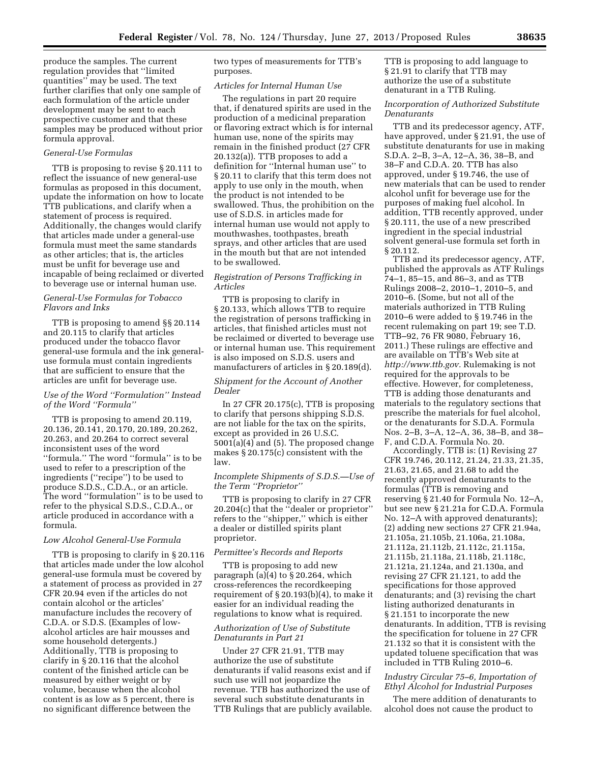produce the samples. The current regulation provides that ''limited quantities'' may be used. The text further clarifies that only one sample of each formulation of the article under development may be sent to each prospective customer and that these samples may be produced without prior formula approval.

*General-Use Formulas*

TTB is proposing to revise § 20.111 to reflect the issuance of new general-use formulas as proposed in this document, update the information on how to locate TTB publications, and clarify when a statement of process is required. Additionally, the changes would clarify that articles made under a general-use formula must meet the same standards as other articles; that is, the articles must be unfit for beverage use and incapable of being reclaimed or diverted to beverage use or internal human use.

*General-Use Formulas for Tobacco Flavors and Inks*

TTB is proposing to amend §§ 20.114 and 20.115 to clarify that articles produced under the tobacco flavor general-use formula and the ink general-use formula must contain ingredients that are sufficient to ensure that the articles are unfit for beverage use.

*Use of the Word ''Formulation'' Instead of the Word ''Formula''*

TTB is proposing to amend 20.119, 20.136, 20.141, 20.170, 20.189, 20.262, 20.263, and 20.264 to correct several inconsistent uses of the word ''formula.'' The word ''formula'' is to be used to refer to a prescription of the ingredients (''recipe'') to be used to produce S.D.S., C.D.A., or an article. The word ''formulation'' is to be used to refer to the physical S.D.S., C.D.A., or article produced in accordance with a formula.

*Low Alcohol General-Use Formula*

TTB is proposing to clarify in § 20.116 that articles made under the low alcohol general-use formula must be covered by a statement of process as provided in 27 CFR 20.94 even if the articles do not contain alcohol or the articles' manufacture includes the recovery of C.D.A. or S.D.S. (Examples of low-alcohol articles are hair mousses and some household detergents.) Additionally, TTB is proposing to clarify in § 20.116 that the alcohol content of the finished article can be measured by either weight or by volume, because when the alcohol content is as low as 5 percent, there is no significant difference between the two types of measurements for TTB's purposes.

*Articles for Internal Human Use*

The regulations in part 20 require that, if denatured spirits are used in the production of a medicinal preparation or flavoring extract which is for internal human use, none of the spirits may remain in the finished product (27 CFR 20.132(a)). TTB proposes to add a definition for ''Internal human use'' to § 20.11 to clarify that this term does not apply to use only in the mouth, when the product is not intended to be swallowed. Thus, the prohibition on the use of S.D.S. in articles made for internal human use would not apply to mouthwashes, toothpastes, breath sprays, and other articles that are used in the mouth but that are not intended to be swallowed.

*Registration of Persons Trafficking in Articles*

TTB is proposing to clarify in § 20.133, which allows TTB to require the registration of persons trafficking in articles, that finished articles must not be reclaimed or diverted to beverage use or internal human use. This requirement is also imposed on S.D.S. users and manufacturers of articles in § 20.189(d).

*Shipment for the Account of Another Dealer*

In 27 CFR 20.175(c), TTB is proposing to clarify that persons shipping S.D.S. are not liable for the tax on the spirits, except as provided in 26 U.S.C. 5001(a)(4) and (5). The proposed change makes § 20.175(c) consistent with the law.

*Incomplete Shipments of S.D.S.—Use of the Term ''Proprietor''*

TTB is proposing to clarify in 27 CFR 20.204(c) that the ''dealer or proprietor'' refers to the ''shipper,'' which is either a dealer or distilled spirits plant proprietor.

*Permittee's Records and Reports*

TTB is proposing to add new paragraph (a)(4) to § 20.264, which cross-references the recordkeeping requirement of § 20.193(b)(4), to make it easier for an individual reading the regulations to know what is required.

*Authorization of Use of Substitute Denaturants in Part 21*

Under 27 CFR 21.91, TTB may authorize the use of substitute denaturants if valid reasons exist and if such use will not jeopardize the revenue. TTB has authorized the use of several such substitute denaturants in TTB Rulings that are publicly available. TTB is proposing to add language to § 21.91 to clarify that TTB may authorize the use of a substitute denaturant in a TTB Ruling.

*Incorporation of Authorized Substitute Denaturants*

TTB and its predecessor agency, ATF, have approved, under § 21.91, the use of substitute denaturants for use in making S.D.A. 2–B, 3–A, 12–A, 36, 38–B, and 38–F and C.D.A. 20. TTB has also approved, under § 19.746, the use of new materials that can be used to render alcohol unfit for beverage use for the purposes of making fuel alcohol. In addition, TTB recently approved, under § 20.111, the use of a new prescribed ingredient in the special industrial solvent general-use formula set forth in § 20.112.

TTB and its predecessor agency, ATF, published the approvals as ATF Rulings 74–1, 85–15, and 86–3, and as TTB Rulings 2008–2, 2010–1, 2010–5, and 2010–6. (Some, but not all of the materials authorized in TTB Ruling 2010–6 were added to § 19.746 in the recent rulemaking on part 19; see T.D. TTB–92, 76 FR 9080, February 16, 2011.) These rulings are effective and are available on TTB's Web site at *http://www.ttb.gov.* Rulemaking is not required for the approvals to be effective. However, for completeness, TTB is adding those denaturants and materials to the regulatory sections that prescribe the materials for fuel alcohol, or the denaturants for S.D.A. Formula Nos. 2–B, 3–A, 12–A, 36, 38–B, and 38–F, and C.D.A. Formula No. 20.

Accordingly, TTB is: (1) Revising 27 CFR 19.746, 20.112, 21.24, 21.33, 21.35, 21.63, 21.65, and 21.68 to add the recently approved denaturants to the formulas (TTB is removing and reserving § 21.40 for Formula No. 12–A, but see new § 21.21a for C.D.A. Formula No. 12–A with approved denaturants); (2) adding new sections 27 CFR 21.94a, 21.105a, 21.105b, 21.106a, 21.108a, 21.112a, 21.112b, 21.112c, 21.115a, 21.115b, 21.118a, 21.118b, 21.118c, 21.121a, 21.124a, and 21.130a, and revising 27 CFR 21.121, to add the specifications for those approved denaturants; and (3) revising the chart listing authorized denaturants in § 21.151 to incorporate the new denaturants. In addition, TTB is revising the specification for toluene in 27 CFR 21.132 so that it is consistent with the updated toluene specification that was included in TTB Ruling 2010–6.

*Industry Circular 75–6, Importation of Ethyl Alcohol for Industrial Purposes*

The mere addition of denaturants to alcohol does not cause the product to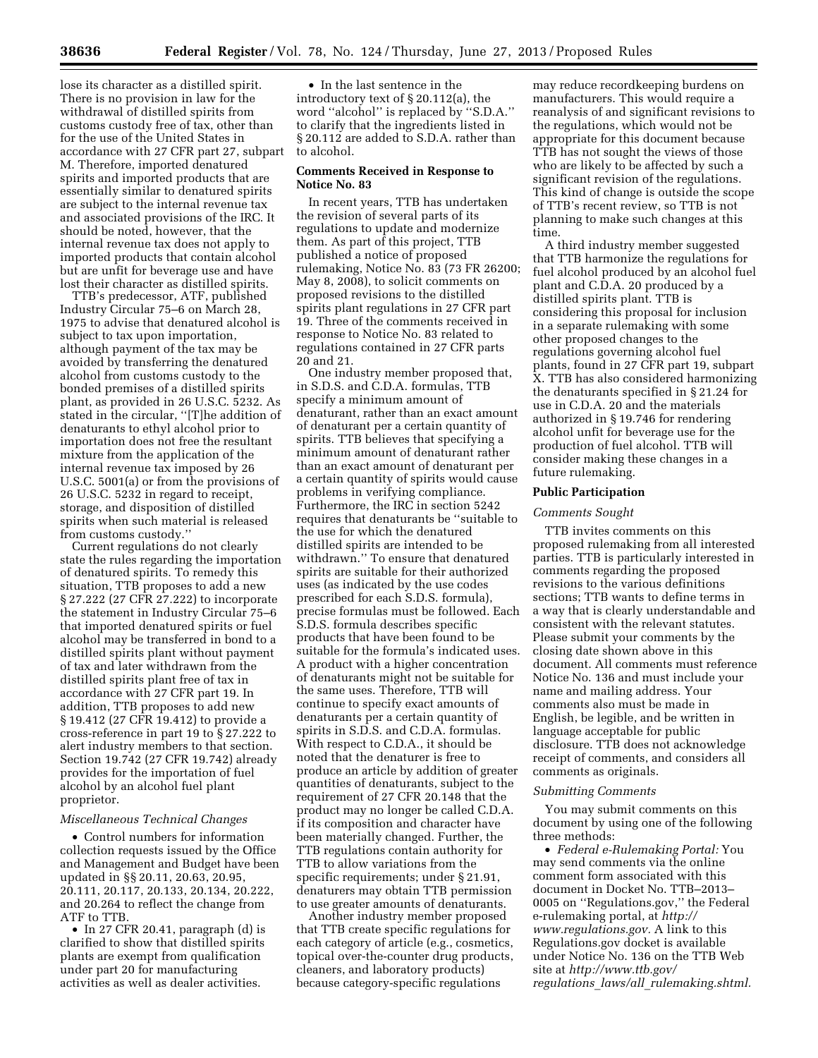lose its character as a distilled spirit. There is no provision in law for the withdrawal of distilled spirits from customs custody free of tax, other than for the use of the United States in accordance with 27 CFR part 27, subpart M. Therefore, imported denatured spirits and imported products that are essentially similar to denatured spirits are subject to the internal revenue tax and associated provisions of the IRC. It should be noted, however, that the internal revenue tax does not apply to imported products that contain alcohol but are unfit for beverage use and have lost their character as distilled spirits.

TTB's predecessor, ATF, published Industry Circular 75–6 on March 28, 1975 to advise that denatured alcohol is subject to tax upon importation, although payment of the tax may be avoided by transferring the denatured alcohol from customs custody to the bonded premises of a distilled spirits plant, as provided in 26 U.S.C. 5232. As stated in the circular, ''[T]he addition of denaturants to ethyl alcohol prior to importation does not free the resultant mixture from the application of the internal revenue tax imposed by 26 U.S.C. 5001(a) or from the provisions of 26 U.S.C. 5232 in regard to receipt, storage, and disposition of distilled spirits when such material is released from customs custody.''

Current regulations do not clearly state the rules regarding the importation of denatured spirits. To remedy this situation, TTB proposes to add a new § 27.222 (27 CFR 27.222) to incorporate the statement in Industry Circular 75–6 that imported denatured spirits or fuel alcohol may be transferred in bond to a distilled spirits plant without payment of tax and later withdrawn from the distilled spirits plant free of tax in accordance with 27 CFR part 19. In addition, TTB proposes to add new § 19.412 (27 CFR 19.412) to provide a cross-reference in part 19 to § 27.222 to alert industry members to that section. Section 19.742 (27 CFR 19.742) already provides for the importation of fuel alcohol by an alcohol fuel plant proprietor.

*Miscellaneous Technical Changes*

- Control numbers for information collection requests issued by the Office and Management and Budget have been updated in §§ 20.11, 20.63, 20.95, 20.111, 20.117, 20.133, 20.134, 20.222, and 20.264 to reflect the change from ATF to TTB.
- In 27 CFR 20.41, paragraph (d) is clarified to show that distilled spirits plants are exempt from qualification under part 20 for manufacturing activities as well as dealer activities.
- In the last sentence in the introductory text of § 20.112(a), the word ''alcohol'' is replaced by ''S.D.A.'' to clarify that the ingredients listed in § 20.112 are added to S.D.A. rather than to alcohol.

**Comments Received in Response to Notice No. 83**

In recent years, TTB has undertaken the revision of several parts of its regulations to update and modernize them. As part of this project, TTB published a notice of proposed rulemaking, Notice No. 83 (73 FR 26200; May 8, 2008), to solicit comments on proposed revisions to the distilled spirits plant regulations in 27 CFR part 19. Three of the comments received in response to Notice No. 83 related to regulations contained in 27 CFR parts 20 and 21.

One industry member proposed that, in S.D.S. and C.D.A. formulas, TTB specify a minimum amount of denaturant, rather than an exact amount of denaturant per a certain quantity of spirits. TTB believes that specifying a minimum amount of denaturant rather than an exact amount of denaturant per a certain quantity of spirits would cause problems in verifying compliance. Furthermore, the IRC in section 5242 requires that denaturants be ''suitable to the use for which the denatured distilled spirits are intended to be withdrawn.'' To ensure that denatured spirits are suitable for their authorized uses (as indicated by the use codes prescribed for each S.D.S. formula), precise formulas must be followed. Each S.D.S. formula describes specific products that have been found to be suitable for the formula's indicated uses. A product with a higher concentration of denaturants might not be suitable for the same uses. Therefore, TTB will continue to specify exact amounts of denaturants per a certain quantity of spirits in S.D.S. and C.D.A. formulas. With respect to C.D.A., it should be noted that the denaturer is free to produce an article by addition of greater quantities of denaturants, subject to the requirement of 27 CFR 20.148 that the product may no longer be called C.D.A. if its composition and character have been materially changed. Further, the TTB regulations contain authority for TTB to allow variations from the specific requirements; under § 21.91, denaturers may obtain TTB permission to use greater amounts of denaturants.

Another industry member proposed that TTB create specific regulations for each category of article (e.g., cosmetics, topical over-the-counter drug products, cleaners, and laboratory products) because category-specific regulations may reduce recordkeeping burdens on manufacturers. This would require a reanalysis of and significant revisions to the regulations, which would not be appropriate for this document because TTB has not sought the views of those who are likely to be affected by such a significant revision of the regulations. This kind of change is outside the scope of TTB's recent review, so TTB is not planning to make such changes at this time.

A third industry member suggested that TTB harmonize the regulations for fuel alcohol produced by an alcohol fuel plant and C.D.A. 20 produced by a distilled spirits plant. TTB is considering this proposal for inclusion in a separate rulemaking with some other proposed changes to the regulations governing alcohol fuel plants, found in 27 CFR part 19, subpart X. TTB has also considered harmonizing the denaturants specified in § 21.24 for use in C.D.A. 20 and the materials authorized in § 19.746 for rendering alcohol unfit for beverage use for the production of fuel alcohol. TTB will consider making these changes in a future rulemaking.

**Public Participation**

*Comments Sought*

TTB invites comments on this proposed rulemaking from all interested parties. TTB is particularly interested in comments regarding the proposed revisions to the various definitions sections; TTB wants to define terms in a way that is clearly understandable and consistent with the relevant statutes. Please submit your comments by the closing date shown above in this document. All comments must reference Notice No. 136 and must include your name and mailing address. Your comments also must be made in English, be legible, and be written in language acceptable for public disclosure. TTB does not acknowledge receipt of comments, and considers all comments as originals.

*Submitting Comments*

You may submit comments on this document by using one of the following three methods:

- *Federal e-Rulemaking Portal:* You may send comments via the online comment form associated with this document in Docket No. TTB–2013–0005 on ''Regulations.gov,'' the Federal e-rulemaking portal, at *http://www.regulations.gov.* A link to this Regulations.gov docket is available under Notice No. 136 on the TTB Web site at *http://www.ttb.gov/regulations_laws/all_rulemaking.shtml.*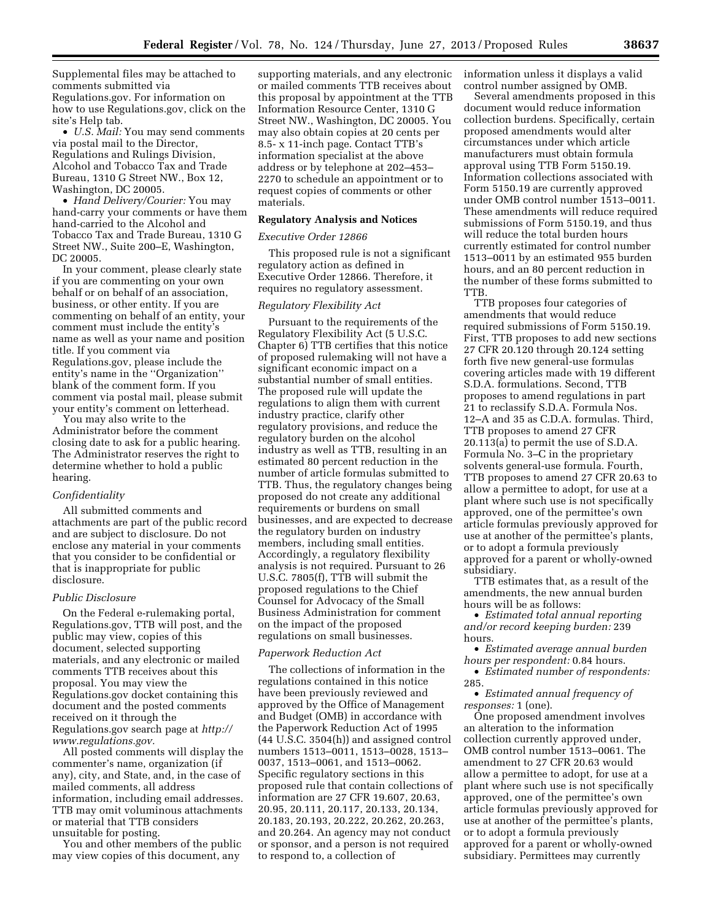Supplemental files may be attached to comments submitted via Regulations.gov. For information on how to use Regulations.gov, click on the site's Help tab.

- *U.S. Mail:* You may send comments via postal mail to the Director, Regulations and Rulings Division, Alcohol and Tobacco Tax and Trade Bureau, 1310 G Street NW., Box 12, Washington, DC 20005.
- *Hand Delivery/Courier:* You may hand-carry your comments or have them hand-carried to the Alcohol and Tobacco Tax and Trade Bureau, 1310 G Street NW., Suite 200–E, Washington, DC 20005.

In your comment, please clearly state if you are commenting on your own behalf or on behalf of an association, business, or other entity. If you are commenting on behalf of an entity, your comment must include the entity's name as well as your name and position title. If you comment via Regulations.gov, please include the entity's name in the "Organization" blank of the comment form. If you comment via postal mail, please submit your entity's comment on letterhead.

You may also write to the Administrator before the comment closing date to ask for a public hearing. The Administrator reserves the right to determine whether to hold a public hearing.

*Confidentiality*

All submitted comments and attachments are part of the public record and are subject to disclosure. Do not enclose any material in your comments that you consider to be confidential or that is inappropriate for public disclosure.

*Public Disclosure*

On the Federal e-rulemaking portal, Regulations.gov, TTB will post, and the public may view, copies of this document, selected supporting materials, and any electronic or mailed comments TTB receives about this proposal. You may view the Regulations.gov docket containing this document and the posted comments received on it through the Regulations.gov search page at *http://www.regulations.gov.*

All posted comments will display the commenter's name, organization (if any), city, and State, and, in the case of mailed comments, all address information, including email addresses. TTB may omit voluminous attachments or material that TTB considers unsuitable for posting.

You and other members of the public may view copies of this document, any supporting materials, and any electronic or mailed comments TTB receives about this proposal by appointment at the TTB Information Resource Center, 1310 G Street NW., Washington, DC 20005. You may also obtain copies at 20 cents per 8.5- x 11-inch page. Contact TTB's information specialist at the above address or by telephone at 202–453–2270 to schedule an appointment or to request copies of comments or other materials.

**Regulatory Analysis and Notices**

*Executive Order 12866*

This proposed rule is not a significant regulatory action as defined in Executive Order 12866. Therefore, it requires no regulatory assessment.

*Regulatory Flexibility Act*

Pursuant to the requirements of the Regulatory Flexibility Act (5 U.S.C. Chapter 6) TTB certifies that this notice of proposed rulemaking will not have a significant economic impact on a substantial number of small entities. The proposed rule will update the regulations to align them with current industry practice, clarify other regulatory provisions, and reduce the regulatory burden on the alcohol industry as well as TTB, resulting in an estimated 80 percent reduction in the number of article formulas submitted to TTB. Thus, the regulatory changes being proposed do not create any additional requirements or burdens on small businesses, and are expected to decrease the regulatory burden on industry members, including small entities. Accordingly, a regulatory flexibility analysis is not required. Pursuant to 26 U.S.C. 7805(f), TTB will submit the proposed regulations to the Chief Counsel for Advocacy of the Small Business Administration for comment on the impact of the proposed regulations on small businesses.

*Paperwork Reduction Act*

The collections of information in the regulations contained in this notice have been previously reviewed and approved by the Office of Management and Budget (OMB) in accordance with the Paperwork Reduction Act of 1995 (44 U.S.C. 3504(h)) and assigned control numbers 1513–0011, 1513–0028, 1513–0037, 1513–0061, and 1513–0062. Specific regulatory sections in this proposed rule that contain collections of information are 27 CFR 19.607, 20.63, 20.95, 20.111, 20.117, 20.133, 20.134, 20.183, 20.193, 20.222, 20.262, 20.263, and 20.264. An agency may not conduct or sponsor, and a person is not required to respond to, a collection of information unless it displays a valid control number assigned by OMB.

Several amendments proposed in this document would reduce information collection burdens. Specifically, certain proposed amendments would alter circumstances under which article manufacturers must obtain formula approval using TTB Form 5150.19. Information collections associated with Form 5150.19 are currently approved under OMB control number 1513–0011. These amendments will reduce required submissions of Form 5150.19, and thus will reduce the total burden hours currently estimated for control number 1513–0011 by an estimated 955 burden hours, and an 80 percent reduction in the number of these forms submitted to TTB.

TTB proposes four categories of amendments that would reduce required submissions of Form 5150.19. First, TTB proposes to add new sections 27 CFR 20.120 through 20.124 setting forth five new general-use formulas covering articles made with 19 different S.D.A. formulations. Second, TTB proposes to amend regulations in part 21 to reclassify S.D.A. Formula Nos. 12–A and 35 as C.D.A. formulas. Third, TTB proposes to amend 27 CFR 20.113(a) to permit the use of S.D.A. Formula No. 3–C in the proprietary solvents general-use formula. Fourth, TTB proposes to amend 27 CFR 20.63 to allow a permittee to adopt, for use at a plant where such use is not specifically approved, one of the permittee's own article formulas previously approved for use at another of the permittee's plants, or to adopt a formula previously approved for a parent or wholly-owned subsidiary.

TTB estimates that, as a result of the amendments, the new annual burden hours will be as follows:

- *Estimated total annual reporting and/or record keeping burden:* 239 hours.
- *Estimated average annual burden hours per respondent:* 0.84 hours.
- *Estimated number of respondents:* 285.
- *Estimated annual frequency of responses:* 1 (one).

One proposed amendment involves an alteration to the information collection currently approved under, OMB control number 1513–0061. The amendment to 27 CFR 20.63 would allow a permittee to adopt, for use at a plant where such use is not specifically approved, one of the permittee's own article formulas previously approved for use at another of the permittee's plants, or to adopt a formula previously approved for a parent or wholly-owned subsidiary. Permittees may currently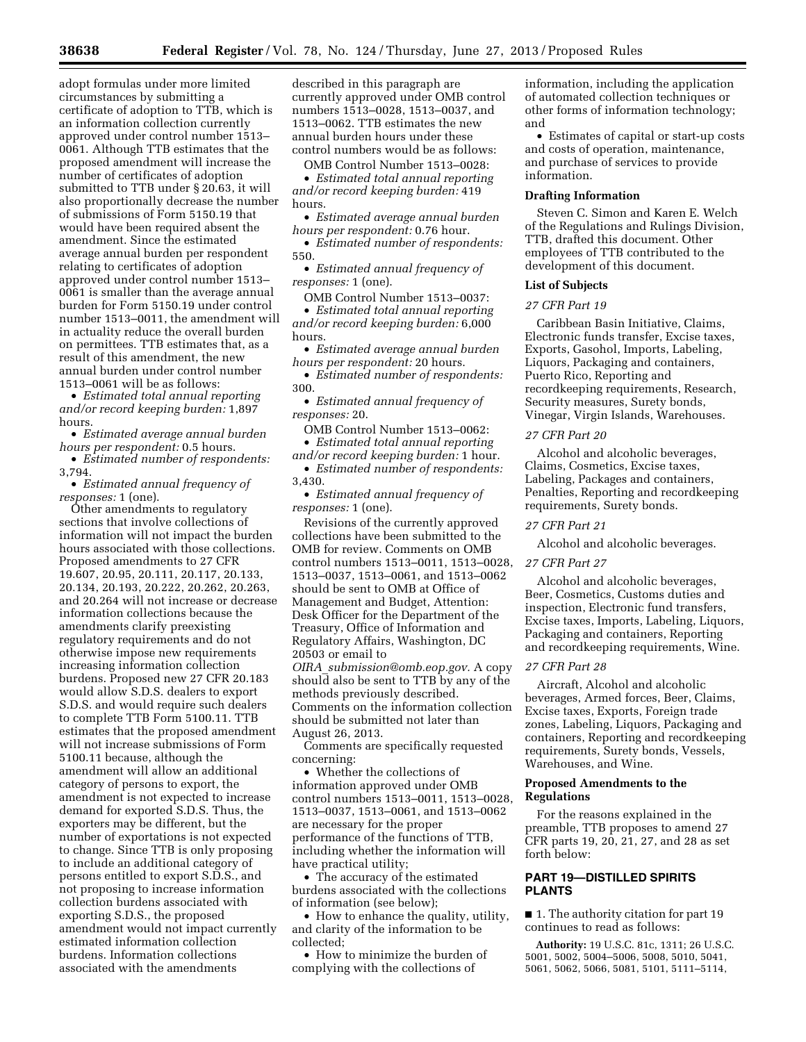adopt formulas under more limited circumstances by submitting a certificate of adoption to TTB, which is an information collection currently approved under control number 1513–0061. Although TTB estimates that the proposed amendment will increase the number of certificates of adoption submitted to TTB under § 20.63, it will also proportionally decrease the number of submissions of Form 5150.19 that would have been required absent the amendment. Since the estimated average annual burden per respondent relating to certificates of adoption approved under control number 1513–0061 is smaller than the average annual burden for Form 5150.19 under control number 1513–0011, the amendment will in actuality reduce the overall burden on permittees. TTB estimates that, as a result of this amendment, the new annual burden under control number 1513–0061 will be as follows:

- *Estimated total annual reporting and/or record keeping burden:* 1,897 hours.
- *Estimated average annual burden hours per respondent:* 0.5 hours.
- *Estimated number of respondents:* 3,794.
- *Estimated annual frequency of responses:* 1 (one).

Other amendments to regulatory sections that involve collections of information will not impact the burden hours associated with those collections. Proposed amendments to 27 CFR 19.607, 20.95, 20.111, 20.117, 20.133, 20.134, 20.193, 20.222, 20.262, 20.263, and 20.264 will not increase or decrease information collections because the amendments clarify preexisting regulatory requirements and do not otherwise impose new requirements increasing information collection burdens. Proposed new 27 CFR 20.183 would allow S.D.S. dealers to export S.D.S. and would require such dealers to complete TTB Form 5100.11. TTB estimates that the proposed amendment will not increase submissions of Form 5100.11 because, although the amendment will allow an additional category of persons to export, the amendment is not expected to increase demand for exported S.D.S. Thus, the exporters may be different, but the number of exportations is not expected to change. Since TTB is only proposing to include an additional category of persons entitled to export S.D.S., and not proposing to increase information collection burdens associated with exporting S.D.S., the proposed amendment would not impact currently estimated information collection burdens. Information collections associated with the amendments described in this paragraph are currently approved under OMB control numbers 1513–0028, 1513–0037, and 1513–0062. TTB estimates the new annual burden hours under these control numbers would be as follows:

OMB Control Number 1513–0028:

- *Estimated total annual reporting and/or record keeping burden:* 419 hours.
- *Estimated average annual burden hours per respondent:* 0.76 hour.
- *Estimated number of respondents:* 550.
- *Estimated annual frequency of responses:* 1 (one).

OMB Control Number 1513–0037:

- *Estimated total annual reporting and/or record keeping burden:* 6,000 hours.
- *Estimated average annual burden hours per respondent:* 20 hours.
- *Estimated number of respondents:* 300.
- *Estimated annual frequency of responses:* 20.

OMB Control Number 1513–0062:

- *Estimated total annual reporting and/or record keeping burden:* 1 hour.
- *Estimated number of respondents:* 3,430.
- *Estimated annual frequency of responses:* 1 (one).

Revisions of the currently approved collections have been submitted to the OMB for review. Comments on OMB control numbers 1513–0011, 1513–0028, 1513–0037, 1513–0061, and 1513–0062 should be sent to OMB at Office of Management and Budget, Attention: Desk Officer for the Department of the Treasury, Office of Information and Regulatory Affairs, Washington, DC 20503 or email to *OIRA_submission@omb.eop.gov.* A copy should also be sent to TTB by any of the methods previously described. Comments on the information collection should be submitted not later than August 26, 2013.

Comments are specifically requested concerning:

- Whether the collections of information approved under OMB control numbers 1513–0011, 1513–0028, 1513–0037, 1513–0061, and 1513–0062 are necessary for the proper performance of the functions of TTB, including whether the information will have practical utility;
- The accuracy of the estimated burdens associated with the collections of information (see below);
- How to enhance the quality, utility, and clarity of the information to be collected;
- How to minimize the burden of complying with the collections of information, including the application of automated collection techniques or other forms of information technology; and
- Estimates of capital or start-up costs and costs of operation, maintenance, and purchase of services to provide information.

### Drafting Information

Steven C. Simon and Karen E. Welch of the Regulations and Rulings Division, TTB, drafted this document. Other employees of TTB contributed to the development of this document.

### List of Subjects

*27 CFR Part 19*

Caribbean Basin Initiative, Claims, Electronic funds transfer, Excise taxes, Exports, Gasohol, Imports, Labeling, Liquors, Packaging and containers, Puerto Rico, Reporting and recordkeeping requirements, Research, Security measures, Surety bonds, Vinegar, Virgin Islands, Warehouses.

*27 CFR Part 20*

Alcohol and alcoholic beverages, Claims, Cosmetics, Excise taxes, Labeling, Packages and containers, Penalties, Reporting and recordkeeping requirements, Surety bonds.

*27 CFR Part 21*

Alcohol and alcoholic beverages.

*27 CFR Part 27*

Alcohol and alcoholic beverages, Beer, Cosmetics, Customs duties and inspection, Electronic fund transfers, Excise taxes, Imports, Labeling, Liquors, Packaging and containers, Reporting and recordkeeping requirements, Wine.

*27 CFR Part 28*

Aircraft, Alcohol and alcoholic beverages, Armed forces, Beer, Claims, Excise taxes, Exports, Foreign trade zones, Labeling, Liquors, Packaging and containers, Reporting and recordkeeping requirements, Surety bonds, Vessels, Warehouses, and Wine.

### Proposed Amendments to the Regulations

For the reasons explained in the preamble, TTB proposes to amend 27 CFR parts 19, 20, 21, 27, and 28 as set forth below:

## PART 19—DISTILLED SPIRITS PLANTS

■ 1. The authority citation for part 19 continues to read as follows:

**Authority:** 19 U.S.C. 81c, 1311; 26 U.S.C. 5001, 5002, 5004–5006, 5008, 5010, 5041, 5061, 5062, 5066, 5081, 5101, 5111–5114,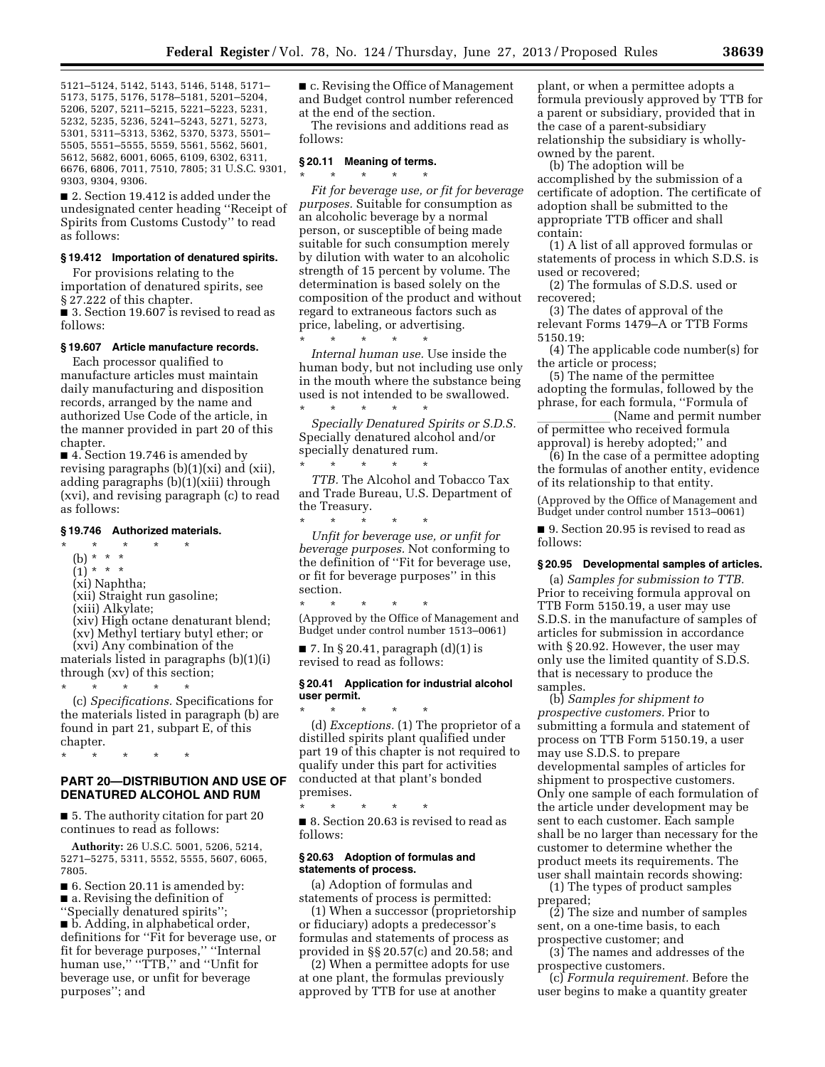5121–5124, 5142, 5143, 5146, 5148, 5171–5173, 5175, 5176, 5178–5181, 5201–5204, 5206, 5207, 5211–5215, 5221–5223, 5231, 5232, 5235, 5236, 5241–5243, 5271, 5273, 5301, 5311–5313, 5362, 5370, 5373, 5501–5505, 5551–5555, 5559, 5561, 5562, 5601, 5612, 5682, 6001, 6065, 6109, 6302, 6311, 6676, 6806, 7011, 7510, 7805; 31 U.S.C. 9301, 9303, 9304, 9306.

■ 2. Section 19.412 is added under the undesignated center heading ''Receipt of Spirits from Customs Custody'' to read as follows:

**§ 19.412 Importation of denatured spirits.**

For provisions relating to the importation of denatured spirits, see § 27.222 of this chapter.

■ 3. Section 19.607 is revised to read as follows:

**§ 19.607 Article manufacture records.**

Each processor qualified to manufacture articles must maintain daily manufacturing and disposition records, arranged by the name and authorized Use Code of the article, in the manner provided in part 20 of this chapter.

■ 4. Section 19.746 is amended by revising paragraphs (b)(1)(xi) and (xii), adding paragraphs (b)(1)(xiii) through (xvi), and revising paragraph (c) to read as follows:

**§ 19.746 Authorized materials.**

\* \* \* \* \*

(b) \* \* \*

(1) \* \* \*

(xi) Naphtha;

(xii) Straight run gasoline;

(xiii) Alkylate;

(xiv) High octane denaturant blend;

(xv) Methyl tertiary butyl ether; or

(xvi) Any combination of the materials listed in paragraphs (b)(1)(i) through (xv) of this section;

\* \* \* \* \*

(c) *Specifications.* Specifications for the materials listed in paragraph (b) are found in part 21, subpart E, of this chapter.

\* \* \* \* \*

## PART 20—DISTRIBUTION AND USE OF DENATURED ALCOHOL AND RUM

■ 5. The authority citation for part 20 continues to read as follows:

**Authority:** 26 U.S.C. 5001, 5206, 5214, 5271–5275, 5311, 5552, 5555, 5607, 6065, 7805.

■ 6. Section 20.11 is amended by:

■ a. Revising the definition of ''Specially denatured spirits'';

■ b. Adding, in alphabetical order, definitions for ''Fit for beverage use, or fit for beverage purposes,'' ''Internal human use,'' ''TTB,'' and ''Unfit for beverage use, or unfit for beverage purposes''; and

■ c. Revising the Office of Management and Budget control number referenced at the end of the section.

The revisions and additions read as follows:

**§ 20.11 Meaning of terms.**

\* \* \* \* \*

*Fit for beverage use, or fit for beverage purposes.* Suitable for consumption as an alcoholic beverage by a normal person, or susceptible of being made suitable for such consumption merely by dilution with water to an alcoholic strength of 15 percent by volume. The determination is based solely on the composition of the product and without regard to extraneous factors such as price, labeling, or advertising.

\* \* \* \* \*

*Internal human use.* Use inside the human body, but not including use only in the mouth where the substance being used is not intended to be swallowed.

\* \* \* \* \*

*Specially Denatured Spirits or S.D.S.* Specially denatured alcohol and/or specially denatured rum.

\* \* \* \* \*

*TTB.* The Alcohol and Tobacco Tax and Trade Bureau, U.S. Department of the Treasury.

\* \* \* \* \*

*Unfit for beverage use, or unfit for beverage purposes.* Not conforming to the definition of ''Fit for beverage use, or fit for beverage purposes'' in this section.

\* \* \* \* \*

(Approved by the Office of Management and Budget under control number 1513–0061)

■ 7. In § 20.41, paragraph (d)(1) is revised to read as follows:

**§ 20.41 Application for industrial alcohol user permit.**

\* \* \* \* \*

(d) *Exceptions.* (1) The proprietor of a distilled spirits plant qualified under part 19 of this chapter is not required to qualify under this part for activities conducted at that plant's bonded premises.

\* \* \* \* \*

■ 8. Section 20.63 is revised to read as follows:

**§ 20.63 Adoption of formulas and statements of process.**

(a) Adoption of formulas and statements of process is permitted:

(1) When a successor (proprietorship or fiduciary) adopts a predecessor's formulas and statements of process as provided in §§ 20.57(c) and 20.58; and

(2) When a permittee adopts for use at one plant, the formulas previously approved by TTB for use at another plant, or when a permittee adopts a formula previously approved by TTB for a parent or subsidiary, provided that in the case of a parent-subsidiary relationship the subsidiary is wholly-owned by the parent.

(b) The adoption will be accomplished by the submission of a certificate of adoption. The certificate of adoption shall be submitted to the appropriate TTB officer and shall contain:

(1) A list of all approved formulas or statements of process in which S.D.S. is used or recovered;

(2) The formulas of S.D.S. used or recovered;

(3) The dates of approval of the relevant Forms 1479–A or TTB Forms 5150.19:

(4) The applicable code number(s) for the article or process;

(5) The name of the permittee adopting the formulas, followed by the phrase, for each formula, ''Formula of \_\_\_\_\_\_\_\_\_\_ (Name and permit number of permittee who received formula approval) is hereby adopted;'' and

(6) In the case of a permittee adopting the formulas of another entity, evidence of its relationship to that entity.

(Approved by the Office of Management and Budget under control number 1513–0061)

■ 9. Section 20.95 is revised to read as follows:

**§ 20.95 Developmental samples of articles.**

(a) *Samples for submission to TTB.* Prior to receiving formula approval on TTB Form 5150.19, a user may use S.D.S. in the manufacture of samples of articles for submission in accordance with § 20.92. However, the user may only use the limited quantity of S.D.S. that is necessary to produce the samples.

(b) *Samples for shipment to prospective customers.* Prior to submitting a formula and statement of process on TTB Form 5150.19, a user may use S.D.S. to prepare developmental samples of articles for shipment to prospective customers. Only one sample of each formulation of the article under development may be sent to each customer. Each sample shall be no larger than necessary for the customer to determine whether the product meets its requirements. The user shall maintain records showing:

(1) The types of product samples prepared;

(2) The size and number of samples sent, on a one-time basis, to each prospective customer; and

(3) The names and addresses of the prospective customers.

(c) *Formula requirement.* Before the user begins to make a quantity greater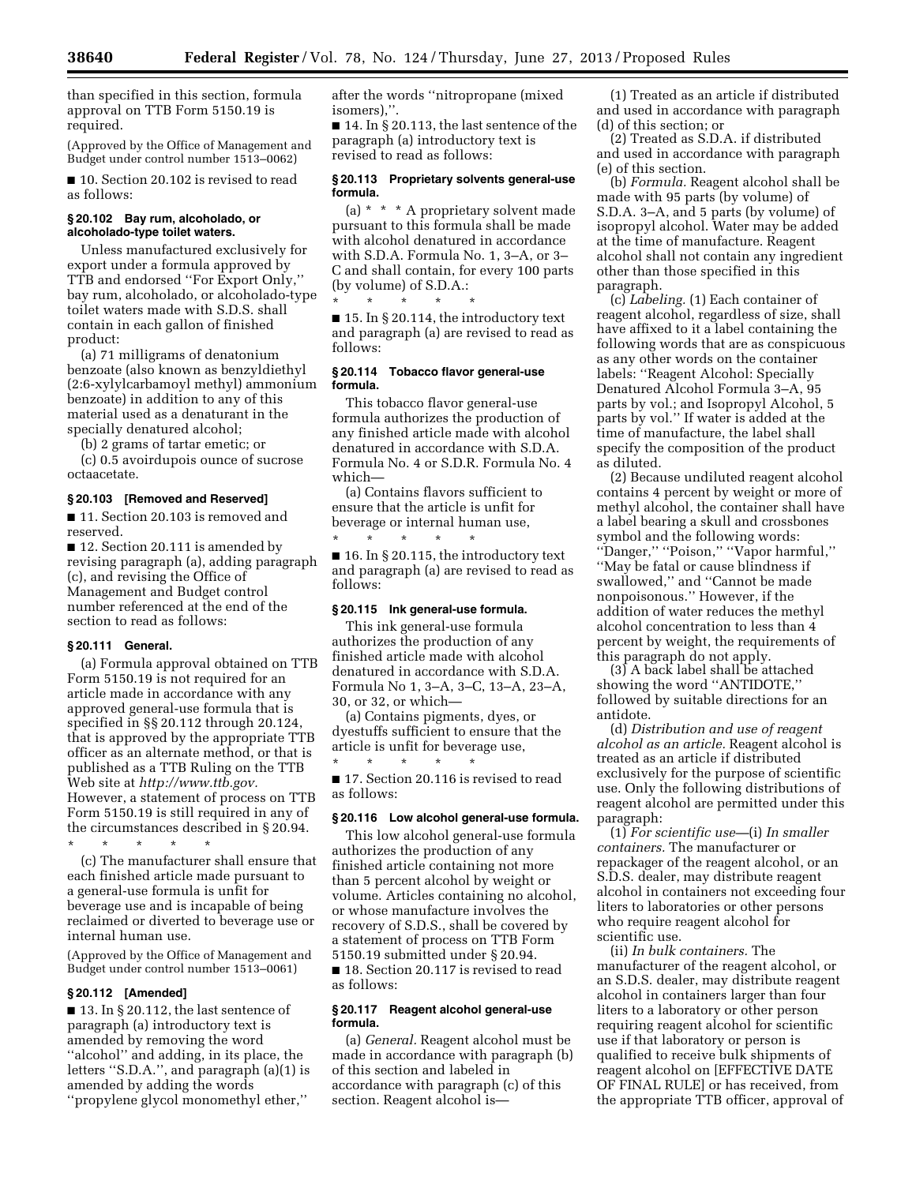than specified in this section, formula approval on TTB Form 5150.19 is required.

(Approved by the Office of Management and Budget under control number 1513–0062)

■ 10. Section 20.102 is revised to read as follows:

### § 20.102 Bay rum, alcoholado, or alcoholado-type toilet waters.

Unless manufactured exclusively for export under a formula approved by TTB and endorsed "For Export Only," bay rum, alcoholado, or alcoholado-type toilet waters made with S.D.S. shall contain in each gallon of finished product:

(a) 71 milligrams of denatonium benzoate (also known as benzyldiethyl (2:6-xylylcarbamoyl methyl) ammonium benzoate) in addition to any of this material used as a denaturant in the specially denatured alcohol;

(b) 2 grams of tartar emetic; or

(c) 0.5 avoirdupois ounce of sucrose octaacetate.

### § 20.103 [Removed and Reserved]

■ 11. Section 20.103 is removed and reserved.

■ 12. Section 20.111 is amended by revising paragraph (a), adding paragraph (c), and revising the Office of Management and Budget control number referenced at the end of the section to read as follows:

### § 20.111 General.

(a) Formula approval obtained on TTB Form 5150.19 is not required for an article made in accordance with any approved general-use formula that is specified in §§ 20.112 through 20.124, that is approved by the appropriate TTB officer as an alternate method, or that is published as a TTB Ruling on the TTB Web site at *http://www.ttb.gov.* However, a statement of process on TTB Form 5150.19 is still required in any of the circumstances described in § 20.94.

\* \* \* \* \*

(c) The manufacturer shall ensure that each finished article made pursuant to a general-use formula is unfit for beverage use and is incapable of being reclaimed or diverted to beverage use or internal human use.

(Approved by the Office of Management and Budget under control number 1513–0061)

### § 20.112 [Amended]

■ 13. In § 20.112, the last sentence of paragraph (a) introductory text is amended by removing the word "alcohol" and adding, in its place, the letters "S.D.A.", and paragraph (a)(1) is amended by adding the words "propylene glycol monomethyl ether," after the words "nitropropane (mixed isomers),".

■ 14. In § 20.113, the last sentence of the paragraph (a) introductory text is revised to read as follows:

### § 20.113 Proprietary solvents general-use formula.

(a) \* \* \* A proprietary solvent made pursuant to this formula shall be made with alcohol denatured in accordance with S.D.A. Formula No. 1, 3–A, or 3–C and shall contain, for every 100 parts (by volume) of S.D.A.:

\* \* \* \* \*

■ 15. In § 20.114, the introductory text and paragraph (a) are revised to read as follows:

### § 20.114 Tobacco flavor general-use formula.

This tobacco flavor general-use formula authorizes the production of any finished article made with alcohol denatured in accordance with S.D.A. Formula No. 4 or S.D.R. Formula No. 4 which—

(a) Contains flavors sufficient to ensure that the article is unfit for beverage or internal human use,

\* \* \* \* \*

■ 16. In § 20.115, the introductory text and paragraph (a) are revised to read as follows:

### § 20.115 Ink general-use formula.

This ink general-use formula authorizes the production of any finished article made with alcohol denatured in accordance with S.D.A. Formula No 1, 3–A, 3–C, 13–A, 23–A, 30, or 32, or which—

(a) Contains pigments, dyes, or dyestuffs sufficient to ensure that the article is unfit for beverage use,

\* \* \* \* \*

■ 17. Section 20.116 is revised to read as follows:

### § 20.116 Low alcohol general-use formula.

This low alcohol general-use formula authorizes the production of any finished article containing not more than 5 percent alcohol by weight or volume. Articles containing no alcohol, or whose manufacture involves the recovery of S.D.S., shall be covered by a statement of process on TTB Form 5150.19 submitted under § 20.94.

■ 18. Section 20.117 is revised to read as follows:

### § 20.117 Reagent alcohol general-use formula.

(a) *General.* Reagent alcohol must be made in accordance with paragraph (b) of this section and labeled in accordance with paragraph (c) of this section. Reagent alcohol is—

(1) Treated as an article if distributed and used in accordance with paragraph (d) of this section; or

(2) Treated as S.D.A. if distributed and used in accordance with paragraph (e) of this section.

(b) *Formula.* Reagent alcohol shall be made with 95 parts (by volume) of S.D.A. 3–A, and 5 parts (by volume) of isopropyl alcohol. Water may be added at the time of manufacture. Reagent alcohol shall not contain any ingredient other than those specified in this paragraph.

(c) *Labeling.* (1) Each container of reagent alcohol, regardless of size, shall have affixed to it a label containing the following words that are as conspicuous as any other words on the container labels: "Reagent Alcohol: Specially Denatured Alcohol Formula 3–A, 95 parts by vol.; and Isopropyl Alcohol, 5 parts by vol." If water is added at the time of manufacture, the label shall specify the composition of the product as diluted.

(2) Because undiluted reagent alcohol contains 4 percent by weight or more of methyl alcohol, the container shall have a label bearing a skull and crossbones symbol and the following words: "Danger," "Poison," "Vapor harmful," "May be fatal or cause blindness if swallowed," and "Cannot be made nonpoisonous." However, if the addition of water reduces the methyl alcohol concentration to less than 4 percent by weight, the requirements of this paragraph do not apply.

(3) A back label shall be attached showing the word "ANTIDOTE," followed by suitable directions for an antidote.

(d) *Distribution and use of reagent alcohol as an article.* Reagent alcohol is treated as an article if distributed exclusively for the purpose of scientific use. Only the following distributions of reagent alcohol are permitted under this paragraph:

(1) *For scientific use*—(i) *In smaller containers.* The manufacturer or repackager of the reagent alcohol, or an S.D.S. dealer, may distribute reagent alcohol in containers not exceeding four liters to laboratories or other persons who require reagent alcohol for scientific use.

(ii) *In bulk containers.* The manufacturer of the reagent alcohol, or an S.D.S. dealer, may distribute reagent alcohol in containers larger than four liters to a laboratory or other person requiring reagent alcohol for scientific use if that laboratory or person is qualified to receive bulk shipments of reagent alcohol on [EFFECTIVE DATE OF FINAL RULE] or has received, from the appropriate TTB officer, approval of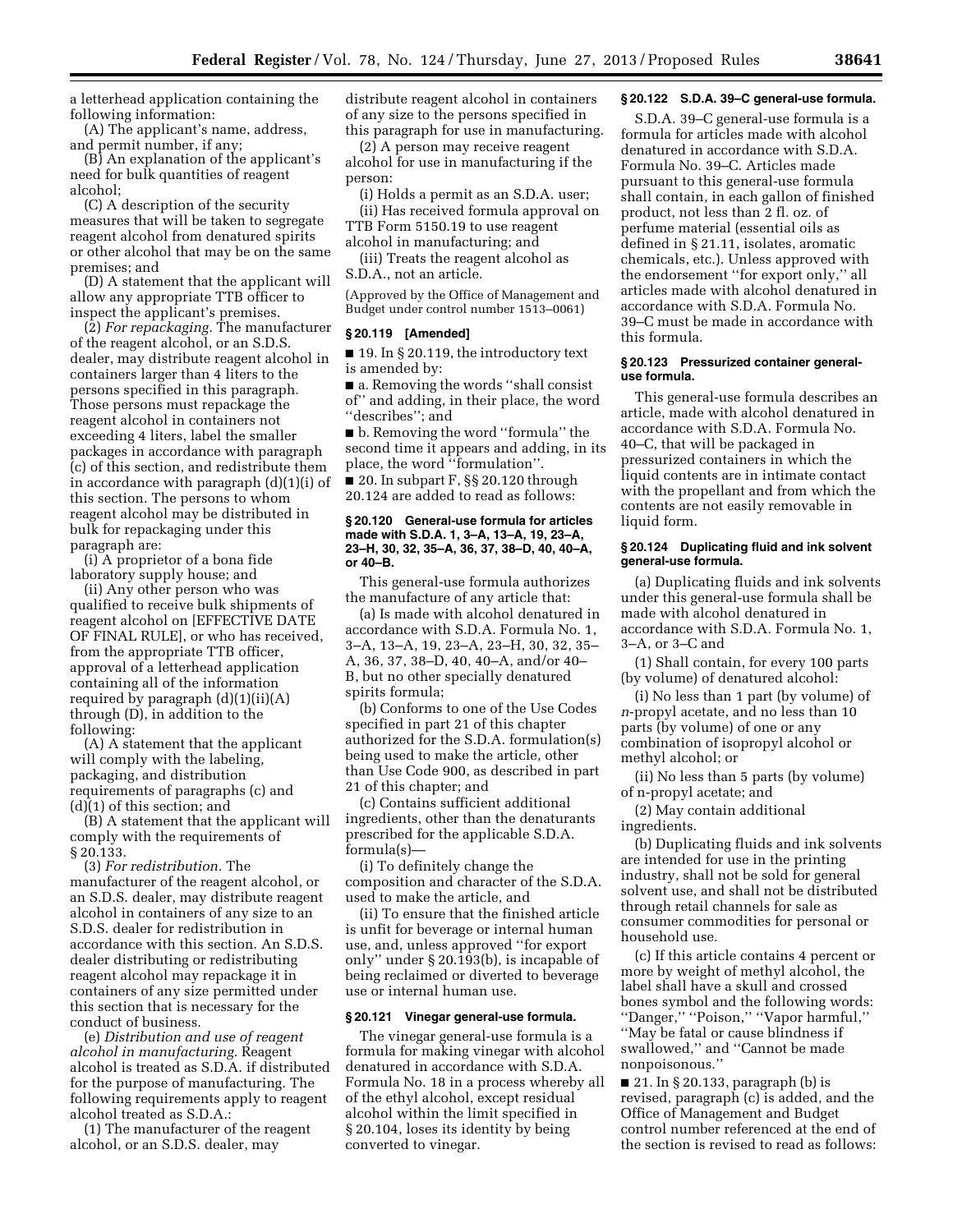a letterhead application containing the following information:

(A) The applicant's name, address, and permit number, if any;

(B) An explanation of the applicant's need for bulk quantities of reagent alcohol;

(C) A description of the security measures that will be taken to segregate reagent alcohol from denatured spirits or other alcohol that may be on the same premises; and

(D) A statement that the applicant will allow any appropriate TTB officer to inspect the applicant's premises.

(2) *For repackaging.* The manufacturer of the reagent alcohol, or an S.D.S. dealer, may distribute reagent alcohol in containers larger than 4 liters to the persons specified in this paragraph. Those persons must repackage the reagent alcohol in containers not exceeding 4 liters, label the smaller packages in accordance with paragraph (c) of this section, and redistribute them in accordance with paragraph (d)(1)(i) of this section. The persons to whom reagent alcohol may be distributed in bulk for repackaging under this paragraph are:

(i) A proprietor of a bona fide laboratory supply house; and

(ii) Any other person who was qualified to receive bulk shipments of reagent alcohol on [EFFECTIVE DATE OF FINAL RULE], or who has received, from the appropriate TTB officer, approval of a letterhead application containing all of the information required by paragraph (d)(1)(ii)(A) through (D), in addition to the following:

(A) A statement that the applicant will comply with the labeling, packaging, and distribution requirements of paragraphs (c) and (d)(1) of this section; and

(B) A statement that the applicant will comply with the requirements of § 20.133.

(3) *For redistribution.* The manufacturer of the reagent alcohol, or an S.D.S. dealer, may distribute reagent alcohol in containers of any size to an S.D.S. dealer for redistribution in accordance with this section. An S.D.S. dealer distributing or redistributing reagent alcohol may repackage it in containers of any size permitted under this section that is necessary for the conduct of business.

(e) *Distribution and use of reagent alcohol in manufacturing.* Reagent alcohol is treated as S.D.A. if distributed for the purpose of manufacturing. The following requirements apply to reagent alcohol treated as S.D.A.:

(1) The manufacturer of the reagent alcohol, or an S.D.S. dealer, may distribute reagent alcohol in containers of any size to the persons specified in this paragraph for use in manufacturing.

(2) A person may receive reagent alcohol for use in manufacturing if the person:

(i) Holds a permit as an S.D.A. user;

(ii) Has received formula approval on TTB Form 5150.19 to use reagent alcohol in manufacturing; and

(iii) Treats the reagent alcohol as S.D.A., not an article.

(Approved by the Office of Management and Budget under control number 1513–0061)

**§ 20.119 [Amended]**

■ 19. In § 20.119, the introductory text is amended by:

■ a. Removing the words "shall consist of" and adding, in their place, the word "describes"; and

■ b. Removing the word "formula" the second time it appears and adding, in its place, the word "formulation".

■ 20. In subpart F, §§ 20.120 through 20.124 are added to read as follows:

**§ 20.120 General-use formula for articles made with S.D.A. 1, 3–A, 13–A, 19, 23–A, 23–H, 30, 32, 35–A, 36, 37, 38–D, 40, 40–A, or 40–B.**

This general-use formula authorizes the manufacture of any article that:

(a) Is made with alcohol denatured in accordance with S.D.A. Formula No. 1, 3–A, 13–A, 19, 23–A, 23–H, 30, 32, 35–A, 36, 37, 38–D, 40, 40–A, and/or 40–B, but no other specially denatured spirits formula;

(b) Conforms to one of the Use Codes specified in part 21 of this chapter authorized for the S.D.A. formulation(s) being used to make the article, other than Use Code 900, as described in part 21 of this chapter; and

(c) Contains sufficient additional ingredients, other than the denaturants prescribed for the applicable S.D.A. formula(s)—

(i) To definitely change the composition and character of the S.D.A. used to make the article, and

(ii) To ensure that the finished article is unfit for beverage or internal human use, and, unless approved "for export only" under § 20.193(b), is incapable of being reclaimed or diverted to beverage use or internal human use.

**§ 20.121 Vinegar general-use formula.**

The vinegar general-use formula is a formula for making vinegar with alcohol denatured in accordance with S.D.A. Formula No. 18 in a process whereby all of the ethyl alcohol, except residual alcohol within the limit specified in § 20.104, loses its identity by being converted to vinegar.

**§ 20.122 S.D.A. 39–C general-use formula.**

S.D.A. 39–C general-use formula is a formula for articles made with alcohol denatured in accordance with S.D.A. Formula No. 39–C. Articles made pursuant to this general-use formula shall contain, in each gallon of finished product, not less than 2 fl. oz. of perfume material (essential oils as defined in § 21.11, isolates, aromatic chemicals, etc.). Unless approved with the endorsement "for export only," all articles made with alcohol denatured in accordance with S.D.A. Formula No. 39–C must be made in accordance with this formula.

**§ 20.123 Pressurized container general-use formula.**

This general-use formula describes an article, made with alcohol denatured in accordance with S.D.A. Formula No. 40–C, that will be packaged in pressurized containers in which the liquid contents are in intimate contact with the propellant and from which the contents are not easily removable in liquid form.

**§ 20.124 Duplicating fluid and ink solvent general-use formula.**

(a) Duplicating fluids and ink solvents under this general-use formula shall be made with alcohol denatured in accordance with S.D.A. Formula No. 1, 3–A, or 3–C and

(1) Shall contain, for every 100 parts (by volume) of denatured alcohol:

(i) No less than 1 part (by volume) of *n*-propyl acetate, and no less than 10 parts (by volume) of one or any combination of isopropyl alcohol or methyl alcohol; or

(ii) No less than 5 parts (by volume) of n-propyl acetate; and

(2) May contain additional ingredients.

(b) Duplicating fluids and ink solvents are intended for use in the printing industry, shall not be sold for general solvent use, and shall not be distributed through retail channels for sale as consumer commodities for personal or household use.

(c) If this article contains 4 percent or more by weight of methyl alcohol, the label shall have a skull and crossed bones symbol and the following words: "Danger," "Poison," "Vapor harmful," "May be fatal or cause blindness if swallowed," and "Cannot be made nonpoisonous."

■ 21. In § 20.133, paragraph (b) is revised, paragraph (c) is added, and the Office of Management and Budget control number referenced at the end of the section is revised to read as follows: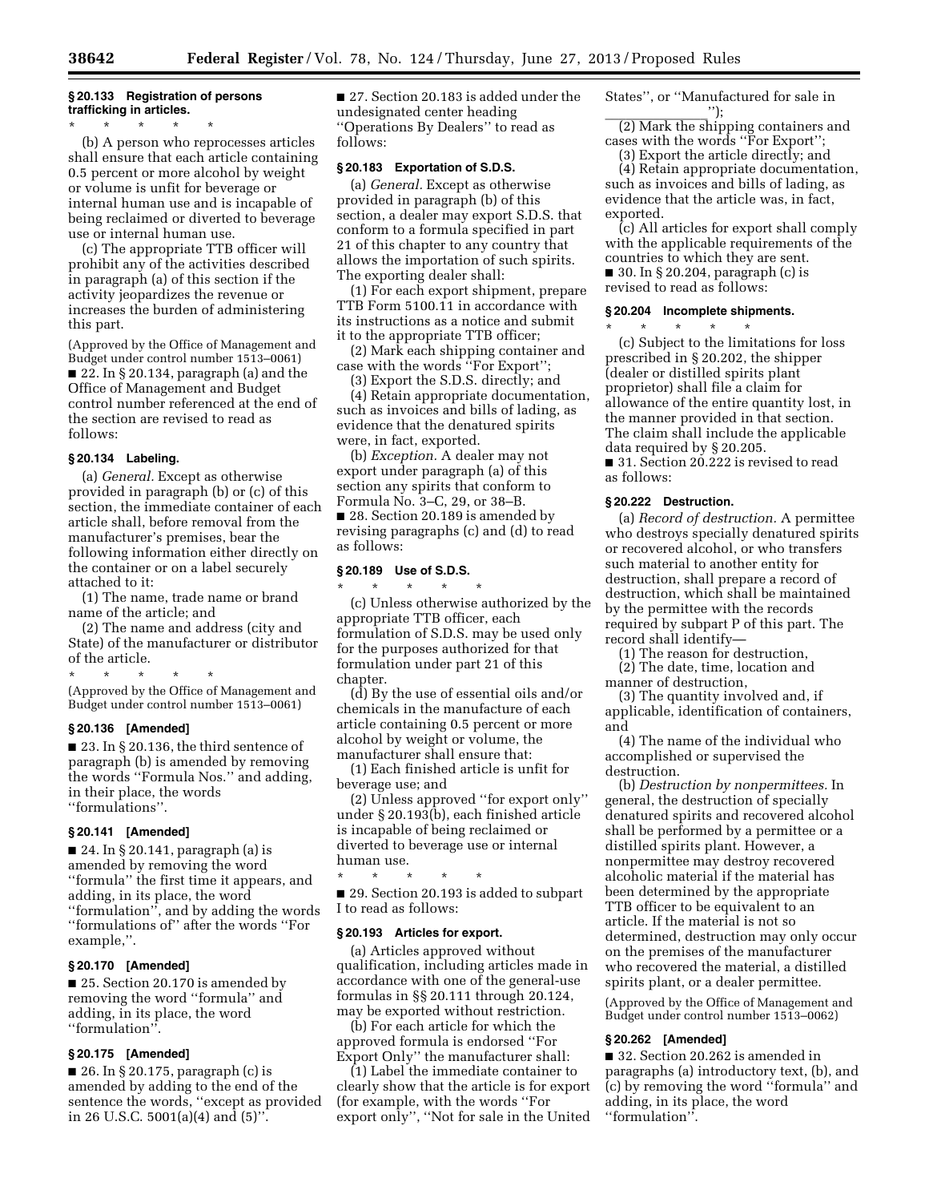### § 20.133 Registration of persons trafficking in articles.

\* \* \* \* \*

(b) A person who reprocesses articles shall ensure that each article containing 0.5 percent or more alcohol by weight or volume is unfit for beverage or internal human use and is incapable of being reclaimed or diverted to beverage use or internal human use.

(c) The appropriate TTB officer will prohibit any of the activities described in paragraph (a) of this section if the activity jeopardizes the revenue or increases the burden of administering this part.

(Approved by the Office of Management and Budget under control number 1513–0061)

■ 22. In § 20.134, paragraph (a) and the Office of Management and Budget control number referenced at the end of the section are revised to read as follows:

### § 20.134 Labeling.

(a) *General.* Except as otherwise provided in paragraph (b) or (c) of this section, the immediate container of each article shall, before removal from the manufacturer's premises, bear the following information either directly on the container or on a label securely attached to it:

(1) The name, trade name or brand name of the article; and

(2) The name and address (city and State) of the manufacturer or distributor of the article.

\* \* \* \* \*

(Approved by the Office of Management and Budget under control number 1513–0061)

### § 20.136 [Amended]

■ 23. In § 20.136, the third sentence of paragraph (b) is amended by removing the words ''Formula Nos.'' and adding, in their place, the words ''formulations''.

### § 20.141 [Amended]

■ 24. In § 20.141, paragraph (a) is amended by removing the word ''formula'' the first time it appears, and adding, in its place, the word ''formulation'', and by adding the words ''formulations of'' after the words ''For example,''.

### § 20.170 [Amended]

■ 25. Section 20.170 is amended by removing the word ''formula'' and adding, in its place, the word ''formulation''.

### § 20.175 [Amended]

■ 26. In § 20.175, paragraph (c) is amended by adding to the end of the sentence the words, ''except as provided in 26 U.S.C. 5001(a)(4) and (5)''.

■ 27. Section 20.183 is added under the undesignated center heading ''Operations By Dealers'' to read as follows:

### § 20.183 Exportation of S.D.S.

(a) *General.* Except as otherwise provided in paragraph (b) of this section, a dealer may export S.D.S. that conform to a formula specified in part 21 of this chapter to any country that allows the importation of such spirits. The exporting dealer shall:

(1) For each export shipment, prepare TTB Form 5100.11 in accordance with its instructions as a notice and submit it to the appropriate TTB officer;

(2) Mark each shipping container and case with the words ''For Export'';

(3) Export the S.D.S. directly; and

(4) Retain appropriate documentation, such as invoices and bills of lading, as evidence that the denatured spirits were, in fact, exported.

(b) *Exception.* A dealer may not export under paragraph (a) of this section any spirits that conform to Formula No. 3–C, 29, or 38–B.

■ 28. Section 20.189 is amended by revising paragraphs (c) and (d) to read as follows:

### § 20.189 Use of S.D.S.

\* \* \* \* \*

(c) Unless otherwise authorized by the appropriate TTB officer, each formulation of S.D.S. may be used only for the purposes authorized for that formulation under part 21 of this chapter.

(d) By the use of essential oils and/or chemicals in the manufacture of each article containing 0.5 percent or more alcohol by weight or volume, the manufacturer shall ensure that:

(1) Each finished article is unfit for beverage use; and

(2) Unless approved ''for export only'' under § 20.193(b), each finished article is incapable of being reclaimed or diverted to beverage use or internal human use.

\* \* \* \* \*

■ 29. Section 20.193 is added to subpart I to read as follows:

### § 20.193 Articles for export.

(a) Articles approved without qualification, including articles made in accordance with one of the general-use formulas in §§ 20.111 through 20.124, may be exported without restriction.

(b) For each article for which the approved formula is endorsed ''For Export Only'' the manufacturer shall:

(1) Label the immediate container to clearly show that the article is for export (for example, with the words ''For export only'', ''Not for sale in the United States'', or ''Manufactured for sale in \_\_\_\_\_\_\_\_\_\_\_\_\_\_'');

(2) Mark the shipping containers and cases with the words ''For Export'';

(3) Export the article directly; and

(4) Retain appropriate documentation, such as invoices and bills of lading, as evidence that the article was, in fact, exported.

(c) All articles for export shall comply with the applicable requirements of the countries to which they are sent.

■ 30. In § 20.204, paragraph (c) is revised to read as follows:

### § 20.204 Incomplete shipments.

\* \* \* \* \*

(c) Subject to the limitations for loss prescribed in § 20.202, the shipper (dealer or distilled spirits plant proprietor) shall file a claim for allowance of the entire quantity lost, in the manner provided in that section. The claim shall include the applicable data required by § 20.205.

■ 31. Section 20.222 is revised to read as follows:

### § 20.222 Destruction.

(a) *Record of destruction.* A permittee who destroys specially denatured spirits or recovered alcohol, or who transfers such material to another entity for destruction, shall prepare a record of destruction, which shall be maintained by the permittee with the records required by subpart P of this part. The record shall identify—

(1) The reason for destruction,

(2) The date, time, location and manner of destruction,

(3) The quantity involved and, if applicable, identification of containers, and

(4) The name of the individual who accomplished or supervised the destruction.

(b) *Destruction by nonpermittees.* In general, the destruction of specially denatured spirits and recovered alcohol shall be performed by a permittee or a distilled spirits plant. However, a nonpermittee may destroy recovered alcoholic material if the material has been determined by the appropriate TTB officer to be equivalent to an article. If the material is not so determined, destruction may only occur on the premises of the manufacturer who recovered the material, a distilled spirits plant, or a dealer permittee.

(Approved by the Office of Management and Budget under control number 1513–0062)

### § 20.262 [Amended]

■ 32. Section 20.262 is amended in paragraphs (a) introductory text, (b), and (c) by removing the word ''formula'' and adding, in its place, the word ''formulation''.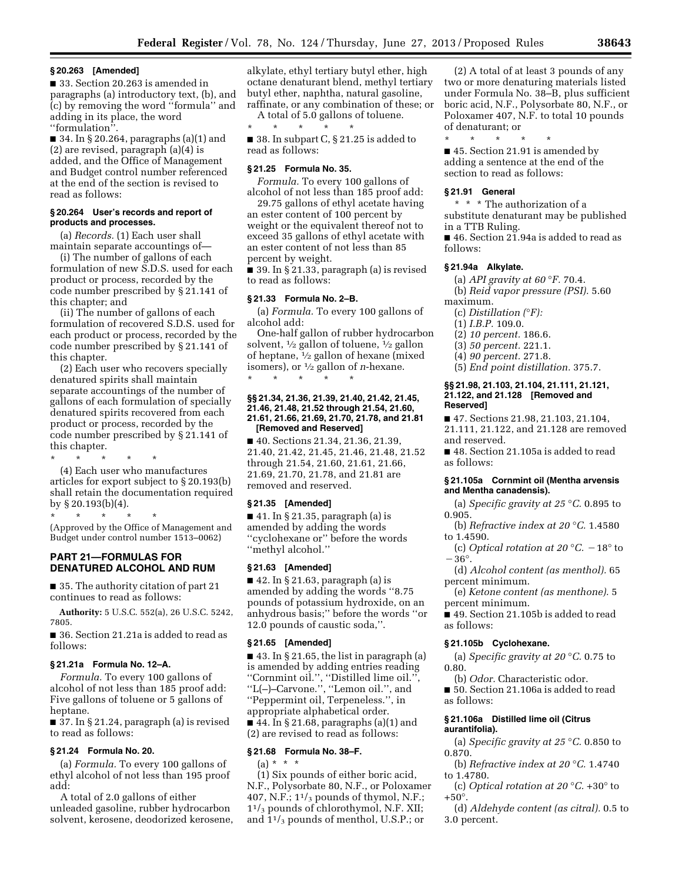### § 20.263 [Amended]

■ 33. Section 20.263 is amended in paragraphs (a) introductory text, (b), and (c) by removing the word ''formula'' and adding in its place, the word ''formulation''.

■ 34. In § 20.264, paragraphs (a)(1) and (2) are revised, paragraph (a)(4) is added, and the Office of Management and Budget control number referenced at the end of the section is revised to read as follows:

### § 20.264 User's records and report of products and processes.

(a) *Records.* (1) Each user shall maintain separate accountings of—

(i) The number of gallons of each formulation of new S.D.S. used for each product or process, recorded by the code number prescribed by § 21.141 of this chapter; and

(ii) The number of gallons of each formulation of recovered S.D.S. used for each product or process, recorded by the code number prescribed by § 21.141 of this chapter.

(2) Each user who recovers specially denatured spirits shall maintain separate accountings of the number of gallons of each formulation of specially denatured spirits recovered from each product or process, recorded by the code number prescribed by § 21.141 of this chapter.

\* \* \* \* \*

(4) Each user who manufactures articles for export subject to § 20.193(b) shall retain the documentation required by § 20.193(b)(4).

\* \* \* \* \*

(Approved by the Office of Management and Budget under control number 1513–0062)

## PART 21—FORMULAS FOR DENATURED ALCOHOL AND RUM

■ 35. The authority citation of part 21 continues to read as follows:

**Authority:** 5 U.S.C. 552(a), 26 U.S.C. 5242, 7805.

■ 36. Section 21.21a is added to read as follows:

### § 21.21a Formula No. 12–A.

*Formula.* To every 100 gallons of alcohol of not less than 185 proof add: Five gallons of toluene or 5 gallons of heptane.

■ 37. In § 21.24, paragraph (a) is revised to read as follows:

### § 21.24 Formula No. 20.

(a) *Formula.* To every 100 gallons of ethyl alcohol of not less than 195 proof add:

A total of 2.0 gallons of either unleaded gasoline, rubber hydrocarbon solvent, kerosene, deodorized kerosene, alkylate, ethyl tertiary butyl ether, high octane denaturant blend, methyl tertiary butyl ether, naphtha, natural gasoline, raffinate, or any combination of these; or

A total of 5.0 gallons of toluene.

\* \* \* \* \*

■ 38. In subpart C, § 21.25 is added to read as follows:

### § 21.25 Formula No. 35.

*Formula.* To every 100 gallons of alcohol of not less than 185 proof add:

29.75 gallons of ethyl acetate having an ester content of 100 percent by weight or the equivalent thereof not to exceed 35 gallons of ethyl acetate with an ester content of not less than 85 percent by weight.

■ 39. In § 21.33, paragraph (a) is revised to read as follows:

### § 21.33 Formula No. 2–B.

(a) *Formula.* To every 100 gallons of alcohol add:

One-half gallon of rubber hydrocarbon solvent, ½ gallon of toluene, ½ gallon of heptane, ½ gallon of hexane (mixed isomers), or ½ gallon of *n*-hexane.

\* \* \* \* \*

### §§ 21.34, 21.36, 21.39, 21.40, 21.42, 21.45, 21.46, 21.48, 21.52 through 21.54, 21.60, 21.61, 21.66, 21.69, 21.70, 21.78, and 21.81 [Removed and Reserved]

■ 40. Sections 21.34, 21.36, 21.39, 21.40, 21.42, 21.45, 21.46, 21.48, 21.52 through 21.54, 21.60, 21.61, 21.66, 21.69, 21.70, 21.78, and 21.81 are removed and reserved.

### § 21.35 [Amended]

■ 41. In § 21.35, paragraph (a) is amended by adding the words ''cyclohexane or'' before the words ''methyl alcohol.''

### § 21.63 [Amended]

■ 42. In § 21.63, paragraph (a) is amended by adding the words ''8.75 pounds of potassium hydroxide, on an anhydrous basis;'' before the words ''or 12.0 pounds of caustic soda,''.

### § 21.65 [Amended]

■ 43. In § 21.65, the list in paragraph (a) is amended by adding entries reading ''Cornmint oil.'', ''Distilled lime oil.'', ''L(–)–Carvone.'', ''Lemon oil.'', and ''Peppermint oil, Terpeneless.'', in appropriate alphabetical order.

■ 44. In § 21.68, paragraphs (a)(1) and (2) are revised to read as follows:

### § 21.68 Formula No. 38–F.

(a) \* \* \*

(1) Six pounds of either boric acid, N.F., Polysorbate 80, N.F., or Poloxamer 407, N.F.; 1⅓ pounds of thymol, N.F.; 1⅓ pounds of chlorothymol, N.F. XII; and 1⅓ pounds of menthol, U.S.P.; or

(2) A total of at least 3 pounds of any two or more denaturing materials listed under Formula No. 38–B, plus sufficient boric acid, N.F., Polysorbate 80, N.F., or Poloxamer 407, N.F. to total 10 pounds of denaturant; or

\* \* \* \* \*

■ 45. Section 21.91 is amended by adding a sentence at the end of the section to read as follows:

### § 21.91 General

\* \* \* The authorization of a substitute denaturant may be published in a TTB Ruling.

■ 46. Section 21.94a is added to read as follows:

### § 21.94a Alkylate.

(a) *API gravity at 60 °F.* 70.4.

(b) *Reid vapor pressure (PSI).* 5.60 maximum.

(c) *Distillation (°F):*

(1) *I.B.P.* 109.0.

(2) *10 percent.* 186.6.

(3) *50 percent.* 221.1.

(4) *90 percent.* 271.8.

(5) *End point distillation.* 375.7.

### §§ 21.98, 21.103, 21.104, 21.111, 21.121, 21.122, and 21.128 [Removed and Reserved]

■ 47. Sections 21.98, 21.103, 21.104, 21.111, 21.122, and 21.128 are removed and reserved.

■ 48. Section 21.105a is added to read as follows:

### § 21.105a Cornmint oil (Mentha arvensis and Mentha canadensis).

(a) *Specific gravity at 25 °C.* 0.895 to 0.905.

(b) *Refractive index at 20 °C.* 1.4580 to 1.4590.

(c) *Optical rotation at 20 °C.* −18° to −36°.

(d) *Alcohol content (as menthol).* 65 percent minimum.

(e) *Ketone content (as menthone).* 5 percent minimum.

■ 49. Section 21.105b is added to read as follows:

### § 21.105b Cyclohexane.

(a) *Specific gravity at 20 °C.* 0.75 to 0.80.

(b) *Odor.* Characteristic odor.

■ 50. Section 21.106a is added to read as follows:

### § 21.106a Distilled lime oil (Citrus aurantifolia).

(a) *Specific gravity at 25 °C.* 0.850 to 0.870.

(b) *Refractive index at 20 °C.* 1.4740 to 1.4780.

(c) *Optical rotation at 20 °C.* +30° to +50°.

(d) *Aldehyde content (as citral).* 0.5 to 3.0 percent.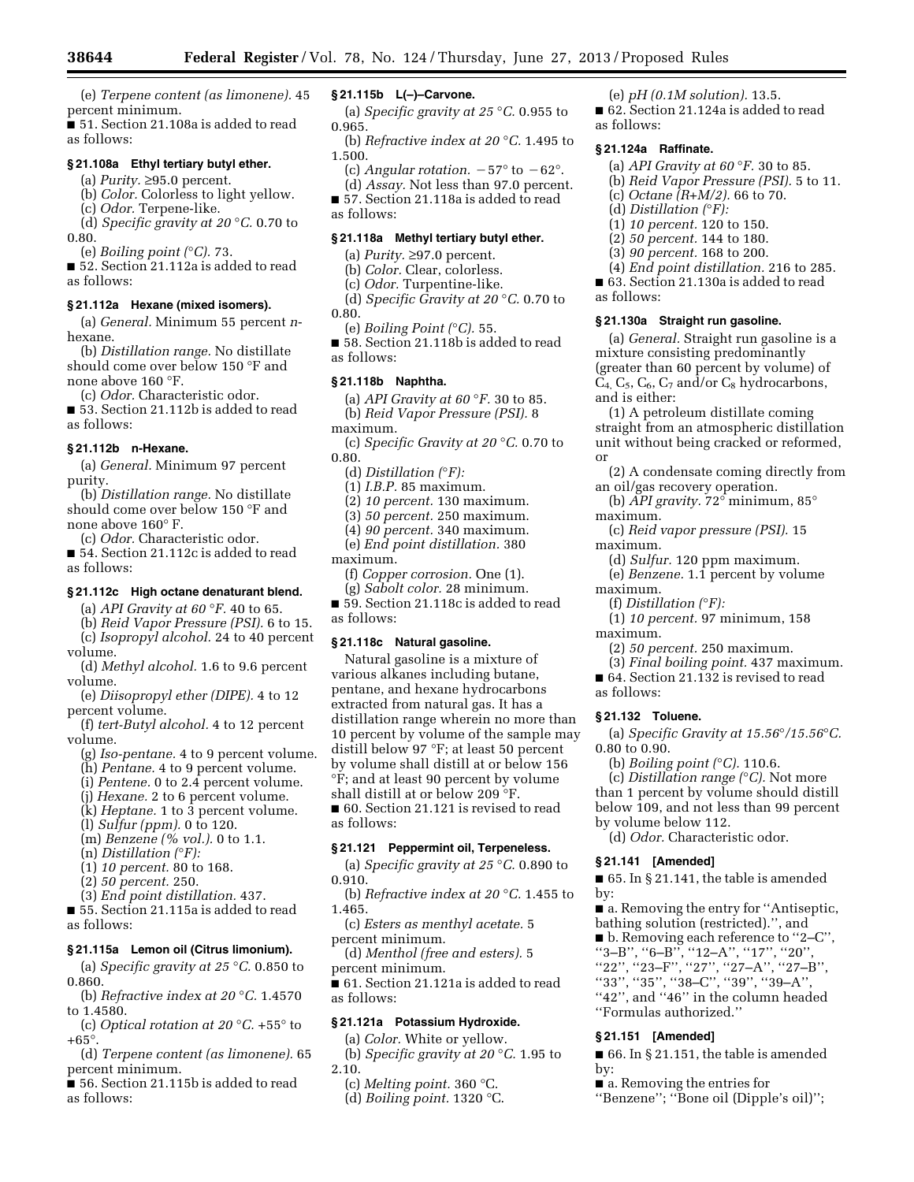(e) *Terpene content (as limonene).* 45 percent minimum.

■ 51. Section 21.108a is added to read as follows:

### § 21.108a Ethyl tertiary butyl ether.

(a) *Purity.* ≥95.0 percent.

(b) *Color.* Colorless to light yellow.

(c) *Odor.* Terpene-like.

(d) *Specific gravity at 20 °C.* 0.70 to 0.80.

(e) *Boiling point (°C).* 73.

■ 52. Section 21.112a is added to read as follows:

### § 21.112a Hexane (mixed isomers).

(a) *General.* Minimum 55 percent *n*-hexane.

(b) *Distillation range.* No distillate should come over below 150 °F and none above 160 °F.

(c) *Odor.* Characteristic odor.

■ 53. Section 21.112b is added to read as follows:

### § 21.112b n-Hexane.

(a) *General.* Minimum 97 percent purity.

(b) *Distillation range.* No distillate should come over below 150 °F and none above 160° F.

(c) *Odor.* Characteristic odor.

■ 54. Section 21.112c is added to read as follows:

### § 21.112c High octane denaturant blend.

(a) *API Gravity at 60 °F.* 40 to 65.

(b) *Reid Vapor Pressure (PSI).* 6 to 15.

(c) *Isopropyl alcohol.* 24 to 40 percent volume.

(d) *Methyl alcohol.* 1.6 to 9.6 percent volume.

(e) *Diisopropyl ether (DIPE).* 4 to 12 percent volume.

(f) *tert-Butyl alcohol.* 4 to 12 percent volume.

(g) *Iso-pentane.* 4 to 9 percent volume.

(h) *Pentane.* 4 to 9 percent volume.

(i) *Pentene.* 0 to 2.4 percent volume.

(j) *Hexane.* 2 to 6 percent volume.

(k) *Heptane.* 1 to 3 percent volume.

(l) *Sulfur (ppm).* 0 to 120.

(m) *Benzene (% vol.).* 0 to 1.1.

(n) *Distillation (°F):*

(1) *10 percent.* 80 to 168.

(2) *50 percent.* 250.

(3) *End point distillation.* 437.

■ 55. Section 21.115a is added to read as follows:

### § 21.115a Lemon oil (Citrus limonium).

(a) *Specific gravity at 25 °C.* 0.850 to 0.860.

(b) *Refractive index at 20 °C.* 1.4570 to 1.4580.

(c) *Optical rotation at 20 °C.* +55° to +65°.

(d) *Terpene content (as limonene).* 65 percent minimum.

■ 56. Section 21.115b is added to read as follows:

### § 21.115b L(–)–Carvone.

(a) *Specific gravity at 25 °C.* 0.955 to 0.965.

(b) *Refractive index at 20 °C.* 1.495 to 1.500.

(c) *Angular rotation.* −57° to −62°.

(d) *Assay.* Not less than 97.0 percent.

■ 57. Section 21.118a is added to read as follows:

### § 21.118a Methyl tertiary butyl ether.

(a) *Purity.* ≥97.0 percent.

(b) *Color.* Clear, colorless.

(c) *Odor.* Turpentine-like.

(d) *Specific Gravity at 20 °C.* 0.70 to 0.80.

(e) *Boiling Point (°C).* 55.

■ 58. Section 21.118b is added to read as follows:

### § 21.118b Naphtha.

(a) *API Gravity at 60 °F.* 30 to 85.

(b) *Reid Vapor Pressure (PSI).* 8 maximum.

(c) *Specific Gravity at 20 °C.* 0.70 to 0.80.

(d) *Distillation (°F):*

(1) *I.B.P.* 85 maximum.

(2) *10 percent.* 130 maximum.

(3) *50 percent.* 250 maximum.

(4) *90 percent.* 340 maximum.

(e) *End point distillation.* 380 maximum.

(f) *Copper corrosion.* One (1).

(g) *Sabolt color.* 28 minimum.

■ 59. Section 21.118c is added to read as follows:

### § 21.118c Natural gasoline.

Natural gasoline is a mixture of various alkanes including butane, pentane, and hexane hydrocarbons extracted from natural gas. It has a distillation range wherein no more than 10 percent by volume of the sample may distill below 97 °F; at least 50 percent by volume shall distill at or below 156 °F; and at least 90 percent by volume shall distill at or below 209 °F.

■ 60. Section 21.121 is revised to read as follows:

### § 21.121 Peppermint oil, Terpeneless.

(a) *Specific gravity at 25 °C.* 0.890 to 0.910.

(b) *Refractive index at 20 °C.* 1.455 to 1.465.

(c) *Esters as menthyl acetate.* 5 percent minimum.

(d) *Menthol (free and esters).* 5 percent minimum.

■ 61. Section 21.121a is added to read as follows:

### § 21.121a Potassium Hydroxide.

(a) *Color.* White or yellow.

(b) *Specific gravity at 20 °C.* 1.95 to 2.10.

(c) *Melting point.* 360 °C.

(d) *Boiling point.* 1320 °C.

(e) *pH (0.1M solution).* 13.5.

■ 62. Section 21.124a is added to read as follows:

### § 21.124a Raffinate.

(a) *API Gravity at 60 °F.* 30 to 85.

(b) *Reid Vapor Pressure (PSI).* 5 to 11.

(c) *Octane (R+M/2).* 66 to 70.

(d) *Distillation (°F):*

(1) *10 percent.* 120 to 150.

(2) *50 percent.* 144 to 180.

(3) *90 percent.* 168 to 200.

(4) *End point distillation.* 216 to 285.

■ 63. Section 21.130a is added to read as follows:

### § 21.130a Straight run gasoline.

(a) *General.* Straight run gasoline is a mixture consisting predominantly (greater than 60 percent by volume) of $C_4$, $C_5$, $C_6$, $C_7$ and/or $C_8$ hydrocarbons, and is either:

(1) A petroleum distillate coming straight from an atmospheric distillation unit without being cracked or reformed, or

(2) A condensate coming directly from an oil/gas recovery operation.

(b) *API gravity.* 72° minimum, 85° maximum.

(c) *Reid vapor pressure (PSI).* 15 maximum.

(d) *Sulfur.* 120 ppm maximum.

(e) *Benzene.* 1.1 percent by volume maximum.

(f) *Distillation (°F):*

(1) *10 percent.* 97 minimum, 158 maximum.

(2) *50 percent.* 250 maximum.

(3) *Final boiling point.* 437 maximum.

■ 64. Section 21.132 is revised to read as follows:

### § 21.132 Toluene.

(a) *Specific Gravity at 15.56°/15.56°C.* 0.80 to 0.90.

(b) *Boiling point (°C).* 110.6.

(c) *Distillation range (°C).* Not more than 1 percent by volume should distill below 109, and not less than 99 percent by volume below 112.

(d) *Odor.* Characteristic odor.

### § 21.141 [Amended]

■ 65. In § 21.141, the table is amended by:

■ a. Removing the entry for ''Antiseptic, bathing solution (restricted).'', and

■ b. Removing each reference to ''2–C'', ''3–B'', ''6–B'', ''12–A'', ''17'', ''20'', ''22'', ''23–F'', ''27'', ''27–A'', ''27–B'', ''33'', ''35'', ''38–C'', ''39'', ''39–A'', ''42'', and ''46'' in the column headed ''Formulas authorized.''

### § 21.151 [Amended]

■ 66. In § 21.151, the table is amended by:

■ a. Removing the entries for ''Benzene''; ''Bone oil (Dipple's oil)'';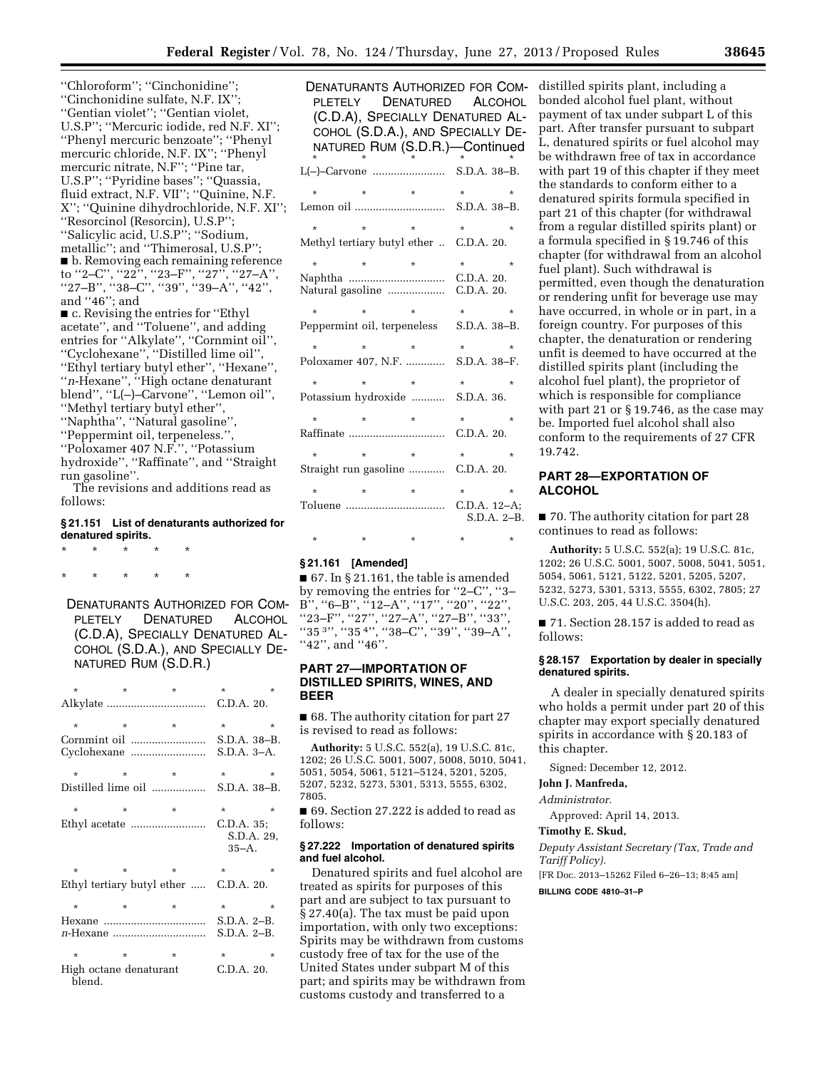''Chloroform''; ''Cinchonidine''; ''Cinchonidine sulfate, N.F. IX''; ''Gentian violet''; ''Gentian violet, U.S.P''; ''Mercuric iodide, red N.F. XI''; ''Phenyl mercuric benzoate''; ''Phenyl mercuric chloride, N.F. IX''; ''Phenyl mercuric nitrate, N.F''; ''Pine tar, U.S.P''; ''Pyridine bases''; ''Quassia, fluid extract, N.F. VII''; ''Quinine, N.F. X''; ''Quinine dihydrochloride, N.F. XI''; ''Resorcinol (Resorcin), U.S.P''; ''Salicylic acid, U.S.P''; ''Sodium, metallic''; and ''Thimerosal, U.S.P'';

■ b. Removing each remaining reference to ''2–C'', ''22'', ''23–F'', ''27'', ''27–A'', ''27–B'', ''38–C'', ''39'', ''39–A'', ''42'', and ''46''; and

■ c. Revising the entries for ''Ethyl acetate'', and ''Toluene'', and adding entries for ''Alkylate'', ''Cornmint oil'', ''Cyclohexane'', ''Distilled lime oil'', ''Ethyl tertiary butyl ether'', ''Hexane'', ''*n*-Hexane'', ''High octane denaturant blend'', ''L(–)–Carvone'', ''Lemon oil'', ''Methyl tertiary butyl ether'', ''Naphtha'', ''Natural gasoline'', ''Peppermint oil, terpeneless.'', ''Poloxamer 407 N.F.'', ''Potassium hydroxide'', ''Raffinate'', and ''Straight run gasoline''.

The revisions and additions read as follows:

**§ 21.151 List of denaturants authorized for denatured spirits.**

\* \* \* \* \*

\* \* \* \* \*

DENATURANTS AUTHORIZED FOR COMPLETELY DENATURED ALCOHOL (C.D.A), SPECIALLY DENATURED ALCOHOL (S.D.A.), AND SPECIALLY DENATURED RUM (S.D.R.)

| | |
|---|---|
| \* \* \* | \* \* |
| Alkylate | C.D.A. 20. |
| \* \* \* | \* \* |
| Cornmint oil | S.D.A. 38–B. |
| Cyclohexane | S.D.A. 3–A. |
| \* \* \* | \* \* |
| Distilled lime oil | S.D.A. 38–B. |
| \* \* \* | \* \* |
| Ethyl acetate | C.D.A. 35; S.D.A. 29, 35–A. |
| \* \* \* | \* \* |
| Ethyl tertiary butyl ether | C.D.A. 20. |
| \* \* \* | \* \* |
| Hexane | S.D.A. 2–B. |
| *n*-Hexane | S.D.A. 2–B. |
| \* \* \* | \* \* |
| High octane denaturant blend. | C.D.A. 20. |
| \* \* \* | \* \* |
| L(–)–Carvone | S.D.A. 38–B. |
| \* \* \* | \* \* |
| Lemon oil | S.D.A. 38–B. |
| \* \* \* | \* \* |
| Methyl tertiary butyl ether | C.D.A. 20. |
| \* \* \* | \* \* |
| Naphtha | C.D.A. 20. |
| Natural gasoline | C.D.A. 20. |
| \* \* \* | \* \* |
| Peppermint oil, terpeneless | S.D.A. 38–B. |
| \* \* \* | \* \* |
| Poloxamer 407, N.F. | S.D.A. 38–F. |
| \* \* \* | \* \* |
| Potassium hydroxide | S.D.A. 36. |
| \* \* \* | \* \* |
| Raffinate | C.D.A. 20. |
| \* \* \* | \* \* |
| Straight run gasoline | C.D.A. 20. |
| \* \* \* | \* \* |
| Toluene | C.D.A. 12–A; S.D.A. 2–B. |
| \* \* \* | \* \* |

**§ 21.161 [Amended]**

■ 67. In § 21.161, the table is amended by removing the entries for ''2–C'', ''3–B'', ''6–B'', ''12–A'', ''17'', ''20'', ''22'', ''23–F'', ''27'', ''27–A'', ''27–B'', ''33'', ''35 [3]'', ''35 [4]'', ''38–C'', ''39'', ''39–A'', ''42'', and ''46''.

## PART 27—IMPORTATION OF DISTILLED SPIRITS, WINES, AND BEER

■ 68. The authority citation for part 27 is revised to read as follows:

**Authority:** 5 U.S.C. 552(a), 19 U.S.C. 81c, 1202; 26 U.S.C. 5001, 5007, 5008, 5010, 5041, 5051, 5054, 5061, 5121–5124, 5201, 5205, 5207, 5232, 5273, 5301, 5313, 5555, 6302, 7805.

■ 69. Section 27.222 is added to read as follows:

**§ 27.222 Importation of denatured spirits and fuel alcohol.**

Denatured spirits and fuel alcohol are treated as spirits for purposes of this part and are subject to tax pursuant to § 27.40(a). The tax must be paid upon importation, with only two exceptions: Spirits may be withdrawn from customs custody free of tax for the use of the United States under subpart M of this part; and spirits may be withdrawn from customs custody and transferred to a distilled spirits plant, including a bonded alcohol fuel plant, without payment of tax under subpart L of this part. After transfer pursuant to subpart L, denatured spirits or fuel alcohol may be withdrawn free of tax in accordance with part 19 of this chapter if they meet the standards to conform either to a denatured spirits formula specified in part 21 of this chapter (for withdrawal from a regular distilled spirits plant) or a formula specified in § 19.746 of this chapter (for withdrawal from an alcohol fuel plant). Such withdrawal is permitted, even though the denaturation or rendering unfit for beverage use may have occurred, in whole or in part, in a foreign country. For purposes of this chapter, the denaturation or rendering unfit is deemed to have occurred at the distilled spirits plant (including the alcohol fuel plant), the proprietor of which is responsible for compliance with part 21 or § 19.746, as the case may be. Imported fuel alcohol shall also conform to the requirements of 27 CFR 19.742.

## PART 28—EXPORTATION OF ALCOHOL

■ 70. The authority citation for part 28 continues to read as follows:

**Authority:** 5 U.S.C. 552(a); 19 U.S.C. 81c, 1202; 26 U.S.C. 5001, 5007, 5008, 5041, 5051, 5054, 5061, 5121, 5122, 5201, 5205, 5207, 5232, 5273, 5301, 5313, 5555, 6302, 7805; 27 U.S.C. 203, 205, 44 U.S.C. 3504(h).

■ 71. Section 28.157 is added to read as follows:

**§ 28.157 Exportation by dealer in specially denatured spirits.**

A dealer in specially denatured spirits who holds a permit under part 20 of this chapter may export specially denatured spirits in accordance with § 20.183 of this chapter.

Signed: December 12, 2012.

**John J. Manfreda,**

*Administrator.*

Approved: April 14, 2013.

**Timothy E. Skud,**

*Deputy Assistant Secretary (Tax, Trade and Tariff Policy).*

[FR Doc. 2013–15262 Filed 6–26–13; 8:45 am]

**BILLING CODE 4810–31–P**